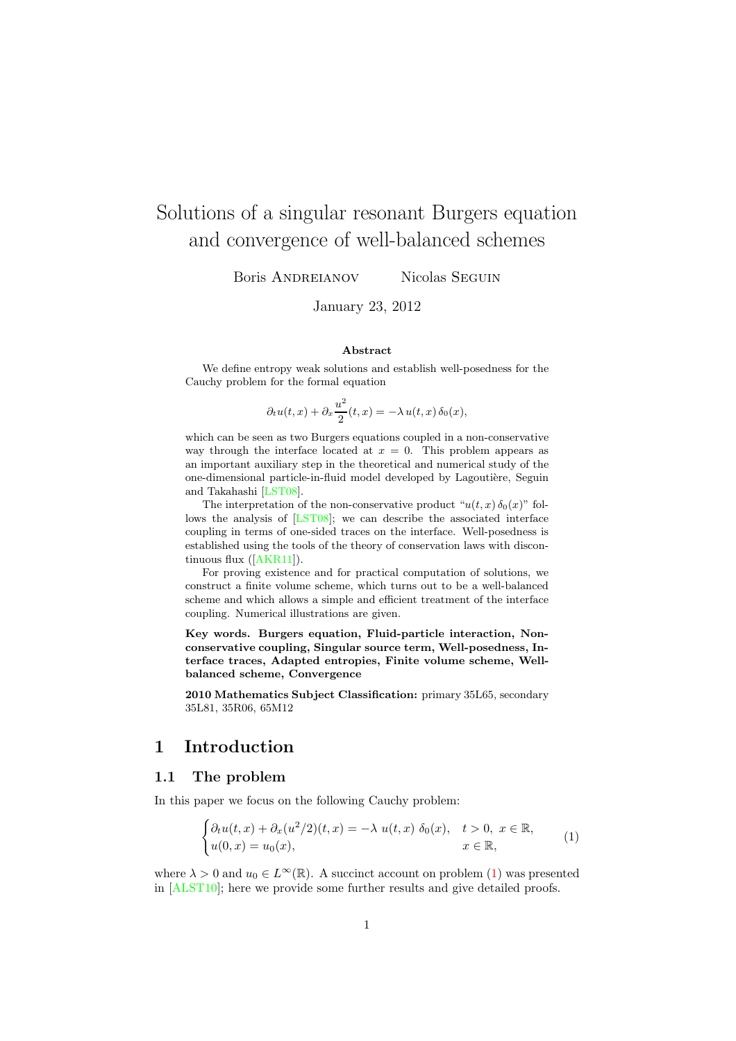# Solutions of a singular resonant Burgers equation and convergence of well-balanced schemes

Boris Andreianov  Nicolas Seguin

January 23, 2012

### Abstract

We define entropy weak solutions and establish well-posedness for the Cauchy problem for the formal equation

$$\partial_t u(t,x) + \partial_x \frac{u^2}{2}(t,x) = -\lambda\, u(t,x)\, \delta_0(x),$$

which can be seen as two Burgers equations coupled in a non-conservative way through the interface located at $x = 0$. This problem appears as an important auxiliary step in the theoretical and numerical study of the one-dimensional particle-in-fluid model developed by Lagoutière, Seguin and Takahashi [LST08].

The interpretation of the non-conservative product "$u(t,x)\,\delta_0(x)$" follows the analysis of [LST08]; we can describe the associated interface coupling in terms of one-sided traces on the interface. Well-posedness is established using the tools of the theory of conservation laws with discontinuous flux ([AKR11]).

For proving existence and for practical computation of solutions, we construct a finite volume scheme, which turns out to be a well-balanced scheme and which allows a simple and efficient treatment of the interface coupling. Numerical illustrations are given.

**Key words. Burgers equation, Fluid-particle interaction, Non-conservative coupling, Singular source term, Well-posedness, Interface traces, Adapted entropies, Finite volume scheme, Well-balanced scheme, Convergence**

**2010 Mathematics Subject Classification:** primary 35L65, secondary 35L81, 35R06, 65M12

## 1 Introduction

### 1.1 The problem

In this paper we focus on the following Cauchy problem:

$$\begin{cases} \partial_t u(t,x) + \partial_x (u^2/2)(t,x) = -\lambda\; u(t,x)\; \delta_0(x), & t > 0,\ x \in \mathbb{R}, \\ u(0,x) = u_0(x), & x \in \mathbb{R}, \end{cases} \tag{1}$$

where $\lambda > 0$ and $u_0 \in L^\infty(\mathbb{R})$. A succinct account on problem (1) was presented in [ALST10]; here we provide some further results and give detailed proofs.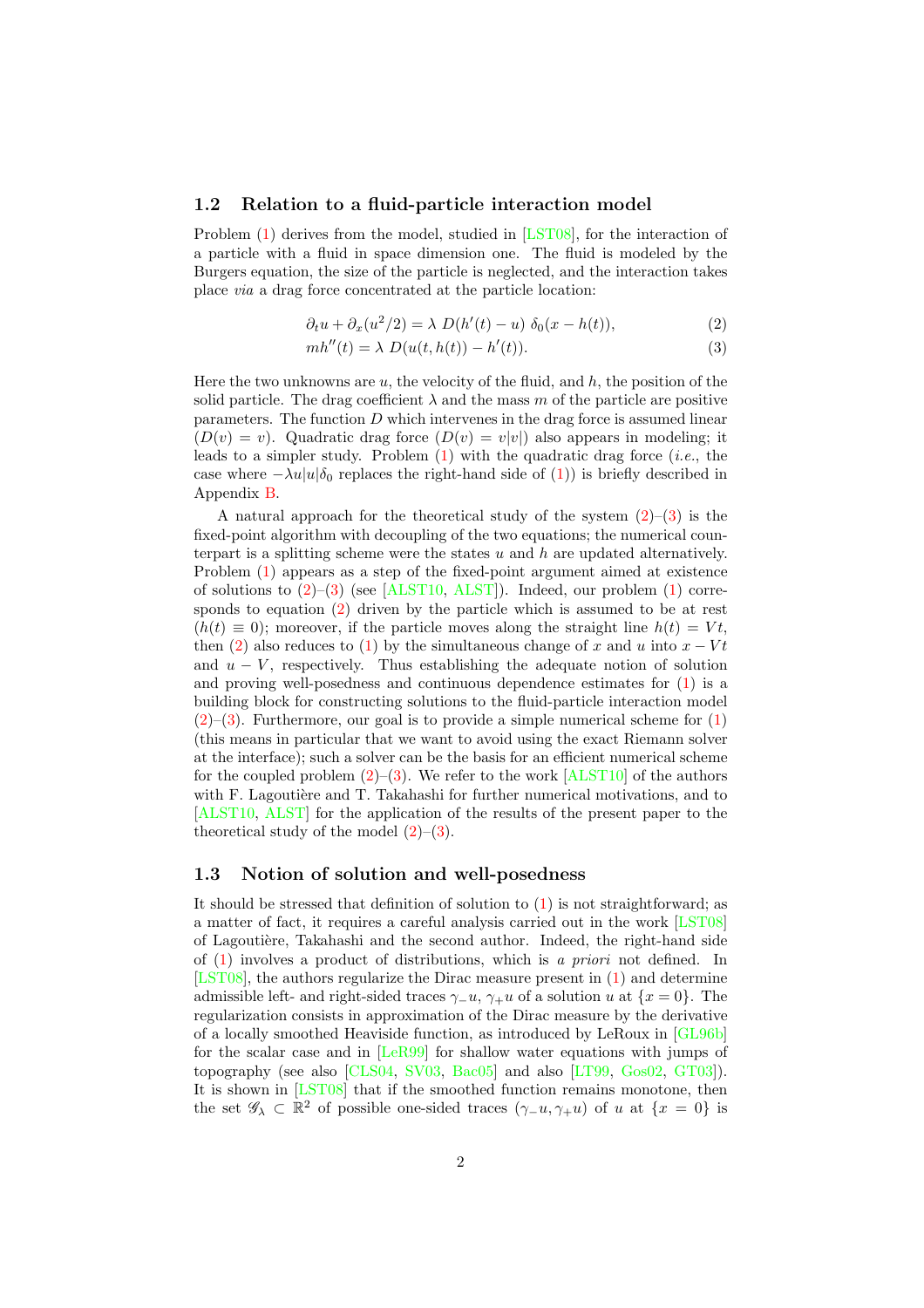### 1.2 Relation to a fluid-particle interaction model

Problem (1) derives from the model, studied in [LST08], for the interaction of a particle with a fluid in space dimension one. The fluid is modeled by the Burgers equation, the size of the particle is neglected, and the interaction takes place *via* a drag force concentrated at the particle location:

$$\partial_t u + \partial_x (u^2/2) = \lambda \; D(h'(t) - u) \; \delta_0(x - h(t)), \tag{2}$$

$$m h''(t) = \lambda \; D(u(t, h(t)) - h'(t)). \tag{3}$$

Here the two unknowns are $u$, the velocity of the fluid, and $h$, the position of the solid particle. The drag coefficient $\lambda$ and the mass $m$ of the particle are positive parameters. The function $D$ which intervenes in the drag force is assumed linear ($D(v) = v$). Quadratic drag force ($D(v) = v|v|$) also appears in modeling; it leads to a simpler study. Problem (1) with the quadratic drag force (*i.e.*, the case where $-\lambda u|u|\delta_0$ replaces the right-hand side of (1)) is briefly described in Appendix B.

A natural approach for the theoretical study of the system (2)–(3) is the fixed-point algorithm with decoupling of the two equations; the numerical counterpart is a splitting scheme were the states $u$ and $h$ are updated alternatively. Problem (1) appears as a step of the fixed-point argument aimed at existence of solutions to (2)–(3) (see [ALST10, ALST]). Indeed, our problem (1) corresponds to equation (2) driven by the particle which is assumed to be at rest ($h(t) \equiv 0$); moreover, if the particle moves along the straight line $h(t) = Vt$, then (2) also reduces to (1) by the simultaneous change of $x$ and $u$ into $x - Vt$ and $u - V$, respectively. Thus establishing the adequate notion of solution and proving well-posedness and continuous dependence estimates for (1) is a building block for constructing solutions to the fluid-particle interaction model (2)–(3). Furthermore, our goal is to provide a simple numerical scheme for (1) (this means in particular that we want to avoid using the exact Riemann solver at the interface); such a solver can be the basis for an efficient numerical scheme for the coupled problem (2)–(3). We refer to the work [ALST10] of the authors with F. Lagoutière and T. Takahashi for further numerical motivations, and to [ALST10, ALST] for the application of the results of the present paper to the theoretical study of the model (2)–(3).

### 1.3 Notion of solution and well-posedness

It should be stressed that definition of solution to (1) is not straightforward; as a matter of fact, it requires a careful analysis carried out in the work [LST08] of Lagoutière, Takahashi and the second author. Indeed, the right-hand side of (1) involves a product of distributions, which is *a priori* not defined. In [LST08], the authors regularize the Dirac measure present in (1) and determine admissible left- and right-sided traces $\gamma_- u$, $\gamma_+ u$ of a solution $u$ at $\{x = 0\}$. The regularization consists in approximation of the Dirac measure by the derivative of a locally smoothed Heaviside function, as introduced by LeRoux in [GL96b] for the scalar case and in [LeR99] for shallow water equations with jumps of topography (see also [CLS04, SV03, Bac05] and also [LT99, Gos02, GT03]). It is shown in [LST08] that if the smoothed function remains monotone, then the set $\mathscr{G}_\lambda \subset \mathbb{R}^2$ of possible one-sided traces $(\gamma_- u, \gamma_+ u)$ of $u$ at $\{x = 0\}$ is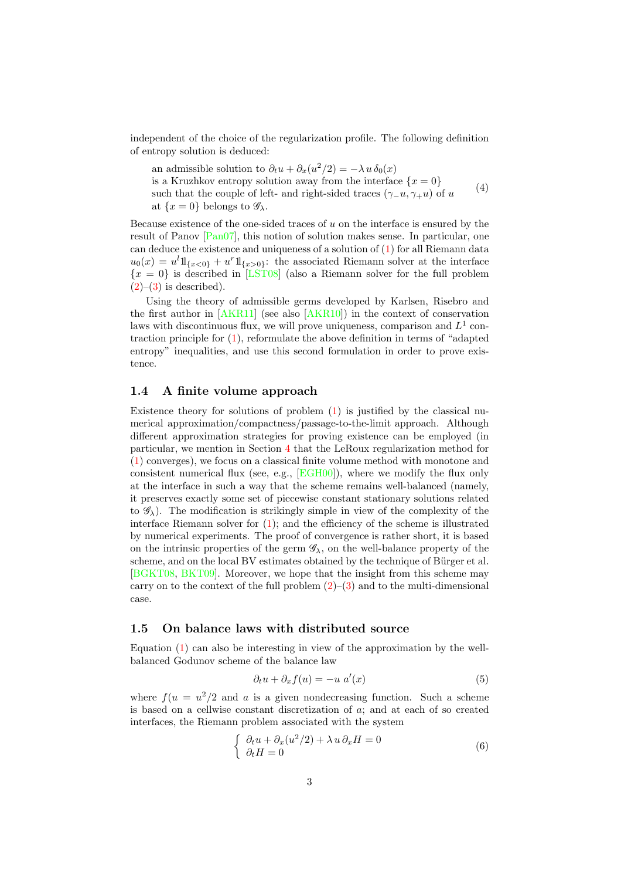independent of the choice of the regularization profile. The following definition of entropy solution is deduced:

$$
\begin{array}{l}
\text{an admissible solution to } \partial_t u + \partial_x(u^2/2) = -\lambda\, u\, \delta_0(x) \\
\text{is a Kruzhkov entropy solution away from the interface } \{x=0\} \\
\text{such that the couple of left- and right-sided traces } (\gamma_- u, \gamma_+ u) \text{ of } u \\
\text{at } \{x=0\} \text{ belongs to } \mathscr{G}_\lambda.
\end{array}
\tag{4}
$$

Because existence of the one-sided traces of $u$ on the interface is ensured by the result of Panov [Pan07], this notion of solution makes sense. In particular, one can deduce the existence and uniqueness of a solution of (1) for all Riemann data $u_0(x) = u^l 1\!\!1_{\{x<0\}} + u^r 1\!\!1_{\{x>0\}}$: the associated Riemann solver at the interface $\{x=0\}$ is described in [LST08] (also a Riemann solver for the full problem (2)–(3) is described).

Using the theory of admissible germs developed by Karlsen, Risebro and the first author in [AKR11] (see also [AKR10]) in the context of conservation laws with discontinuous flux, we will prove uniqueness, comparison and $L^1$ contraction principle for (1), reformulate the above definition in terms of "adapted entropy" inequalities, and use this second formulation in order to prove existence.

### 1.4 A finite volume approach

Existence theory for solutions of problem (1) is justified by the classical numerical approximation/compactness/passage-to-the-limit approach. Although different approximation strategies for proving existence can be employed (in particular, we mention in Section 4 that the LeRoux regularization method for (1) converges), we focus on a classical finite volume method with monotone and consistent numerical flux (see, e.g., [EGH00]), where we modify the flux only at the interface in such a way that the scheme remains well-balanced (namely, it preserves exactly some set of piecewise constant stationary solutions related to $\mathscr{G}_\lambda$). The modification is strikingly simple in view of the complexity of the interface Riemann solver for (1); and the efficiency of the scheme is illustrated by numerical experiments. The proof of convergence is rather short, it is based on the intrinsic properties of the germ $\mathscr{G}_\lambda$, on the well-balance property of the scheme, and on the local BV estimates obtained by the technique of Bürger et al. [BGKT08, BKT09]. Moreover, we hope that the insight from this scheme may carry on to the context of the full problem (2)–(3) and to the multi-dimensional case.

### 1.5 On balance laws with distributed source

Equation (1) can also be interesting in view of the approximation by the well-balanced Godunov scheme of the balance law

$$
\partial_t u + \partial_x f(u) = -u\; a'(x) \tag{5}
$$

where $f(u = u^2/2$ and $a$ is a given nondecreasing function. Such a scheme is based on a cellwise constant discretization of $a$; and at each of so created interfaces, the Riemann problem associated with the system

$$
\left\{
\begin{array}{l}
\partial_t u + \partial_x(u^2/2) + \lambda\, u\, \partial_x H = 0 \\
\partial_t H = 0
\end{array}
\right.
\tag{6}
$$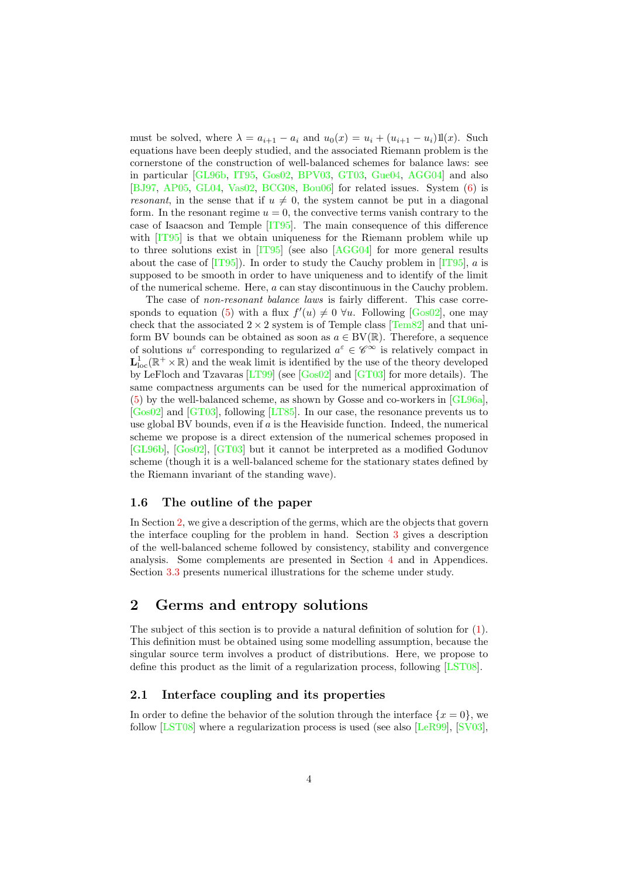must be solved, where $\lambda = a_{i+1} - a_i$ and $u_0(x) = u_i + (u_{i+1} - u_i)\mathbb{1}(x)$. Such equations have been deeply studied, and the associated Riemann problem is the cornerstone of the construction of well-balanced schemes for balance laws: see in particular [GL96b, IT95, Gos02, BPV03, GT03, Gue04, AGG04] and also [BJ97, AP05, GL04, Vas02, BCG08, Bou06] for related issues. System (6) is *resonant*, in the sense that if $u \neq 0$, the system cannot be put in a diagonal form. In the resonant regime $u = 0$, the convective terms vanish contrary to the case of Isaacson and Temple [IT95]. The main consequence of this difference with [IT95] is that we obtain uniqueness for the Riemann problem while up to three solutions exist in [IT95] (see also [AGG04] for more general results about the case of [IT95]). In order to study the Cauchy problem in [IT95], $a$ is supposed to be smooth in order to have uniqueness and to identify of the limit of the numerical scheme. Here, $a$ can stay discontinuous in the Cauchy problem.

The case of *non-resonant balance laws* is fairly different. This case corresponds to equation (5) with a flux $f'(u) \neq 0 \ \forall u$. Following [Gos02], one may check that the associated $2 \times 2$ system is of Temple class [Tem82] and that uniform BV bounds can be obtained as soon as $a \in \mathrm{BV}(\mathbb{R})$. Therefore, a sequence of solutions $u^\varepsilon$ corresponding to regularized $a^\varepsilon \in \mathscr{C}^\infty$ is relatively compact in $\mathbf{L}^1_{\mathrm{loc}}(\mathbb{R}^+ \times \mathbb{R})$ and the weak limit is identified by the use of the theory developed by LeFloch and Tzavaras [LT99] (see [Gos02] and [GT03] for more details). The same compactness arguments can be used for the numerical approximation of (5) by the well-balanced scheme, as shown by Gosse and co-workers in [GL96a], [Gos02] and [GT03], following [LT85]. In our case, the resonance prevents us to use global BV bounds, even if $a$ is the Heaviside function. Indeed, the numerical scheme we propose is a direct extension of the numerical schemes proposed in [GL96b], [Gos02], [GT03] but it cannot be interpreted as a modified Godunov scheme (though it is a well-balanced scheme for the stationary states defined by the Riemann invariant of the standing wave).

### 1.6 The outline of the paper

In Section 2, we give a description of the germs, which are the objects that govern the interface coupling for the problem in hand. Section 3 gives a description of the well-balanced scheme followed by consistency, stability and convergence analysis. Some complements are presented in Section 4 and in Appendices. Section 3.3 presents numerical illustrations for the scheme under study.

## 2 Germs and entropy solutions

The subject of this section is to provide a natural definition of solution for (1). This definition must be obtained using some modelling assumption, because the singular source term involves a product of distributions. Here, we propose to define this product as the limit of a regularization process, following [LST08].

### 2.1 Interface coupling and its properties

In order to define the behavior of the solution through the interface $\{x = 0\}$, we follow [LST08] where a regularization process is used (see also [LeR99], [SV03],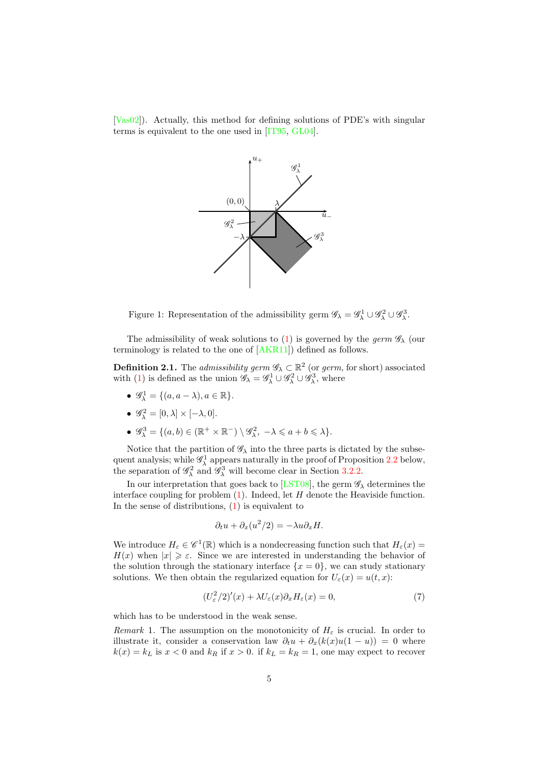[Vas02]). Actually, this method for defining solutions of PDE's with singular terms is equivalent to the one used in [IT95, GL04].

Figure 1: Representation of the admissibility germ $\mathscr{G}_\lambda = \mathscr{G}_\lambda^1 \cup \mathscr{G}_\lambda^2 \cup \mathscr{G}_\lambda^3$.

The admissibility of weak solutions to (1) is governed by the *germ* $\mathscr{G}_\lambda$ (our terminology is related to the one of [AKR11]) defined as follows.

**Definition 2.1.** The *admissibility germ* $\mathscr{G}_\lambda \subset \mathbb{R}^2$ (or *germ*, for short) associated with (1) is defined as the union $\mathscr{G}_\lambda = \mathscr{G}_\lambda^1 \cup \mathscr{G}_\lambda^2 \cup \mathscr{G}_\lambda^3$, where

- $\mathscr{G}_\lambda^1 = \{(a, a-\lambda), a \in \mathbb{R}\}$.
- $\mathscr{G}_\lambda^2 = [0, \lambda] \times [-\lambda, 0]$.
- $\mathscr{G}_\lambda^3 = \{(a, b) \in (\mathbb{R}^+ \times \mathbb{R}^-) \setminus \mathscr{G}_\lambda^2,\ -\lambda \leqslant a + b \leqslant \lambda\}$.

Notice that the partition of $\mathscr{G}_\lambda$ into the three parts is dictated by the subsequent analysis; while $\mathscr{G}_\lambda^1$ appears naturally in the proof of Proposition 2.2 below, the separation of $\mathscr{G}_\lambda^2$ and $\mathscr{G}_\lambda^3$ will become clear in Section 3.2.2.

In our interpretation that goes back to [LST08], the germ $\mathscr{G}_\lambda$ determines the interface coupling for problem (1). Indeed, let $H$ denote the Heaviside function. In the sense of distributions, (1) is equivalent to

$$\partial_t u + \partial_x (u^2/2) = -\lambda u \partial_x H.$$

We introduce $H_\varepsilon \in \mathscr{C}^1(\mathbb{R})$ which is a nondecreasing function such that $H_\varepsilon(x) = H(x)$ when $|x| \geqslant \varepsilon$. Since we are interested in understanding the behavior of the solution through the stationary interface $\{x = 0\}$, we can study stationary solutions. We then obtain the regularized equation for $U_\varepsilon(x) = u(t, x)$:

$$(U_\varepsilon^2/2)'(x) + \lambda U_\varepsilon(x) \partial_x H_\varepsilon(x) = 0, \tag{7}$$

which has to be understood in the weak sense.

*Remark* 1. The assumption on the monotonicity of $H_\varepsilon$ is crucial. In order to illustrate it, consider a conservation law $\partial_t u + \partial_x (k(x) u(1-u)) = 0$ where $k(x) = k_L$ is $x < 0$ and $k_R$ if $x > 0$. if $k_L = k_R = 1$, one may expect to recover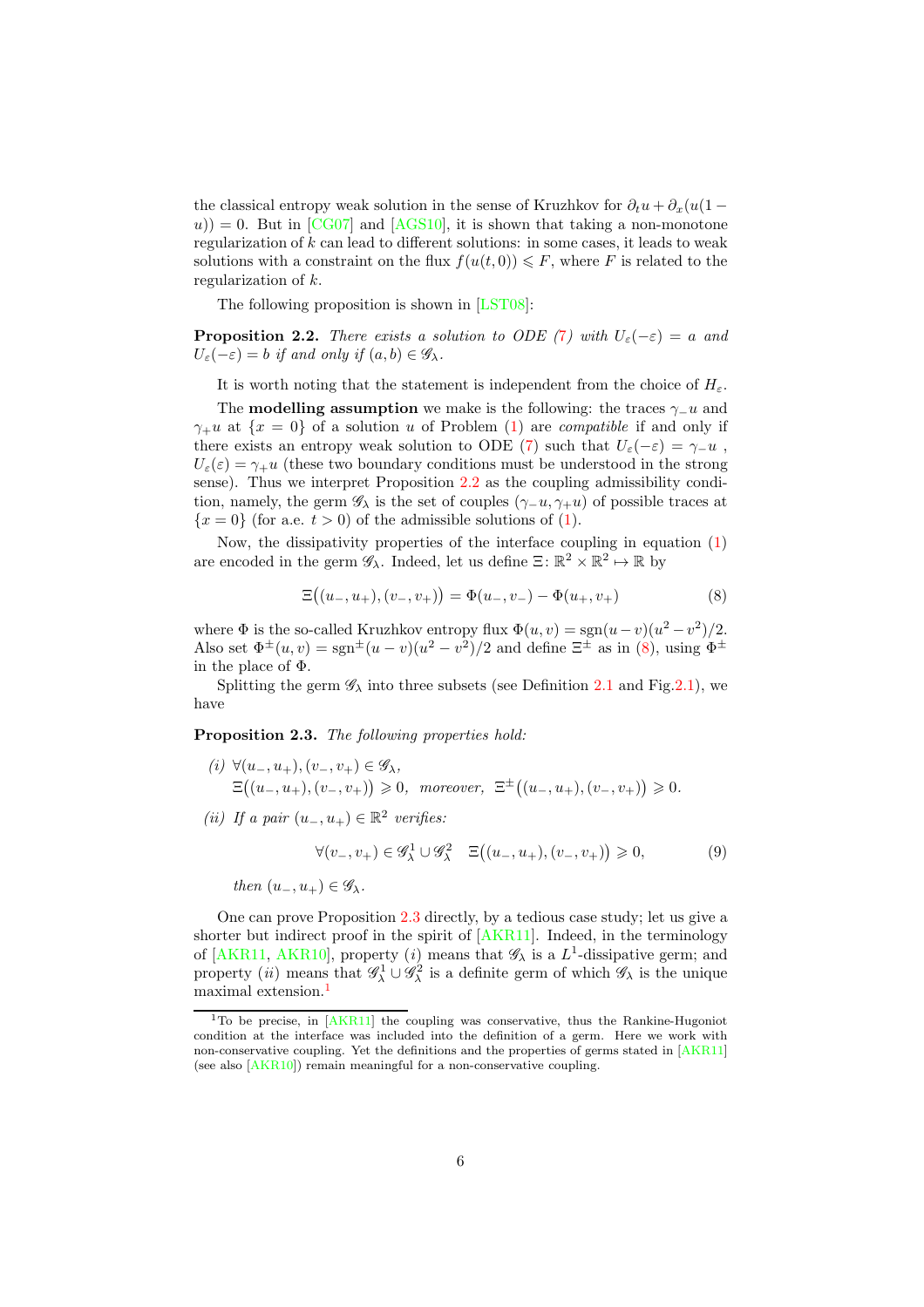the classical entropy weak solution in the sense of Kruzhkov for $\partial_t u + \partial_x(u(1-u)) = 0$. But in [CG07] and [AGS10], it is shown that taking a non-monotone regularization of $k$ can lead to different solutions: in some cases, it leads to weak solutions with a constraint on the flux $f(u(t,0)) \leqslant F$, where $F$ is related to the regularization of $k$.

The following proposition is shown in [LST08]:

**Proposition 2.2.** *There exists a solution to ODE (7) with $U_\varepsilon(-\varepsilon) = a$ and $U_\varepsilon(-\varepsilon) = b$ if and only if $(a,b) \in \mathscr{G}_\lambda$.*

It is worth noting that the statement is independent from the choice of $H_\varepsilon$.

The **modelling assumption** we make is the following: the traces $\gamma_- u$ and $\gamma_+ u$ at $\{x=0\}$ of a solution $u$ of Problem (1) are *compatible* if and only if there exists an entropy weak solution to ODE (7) such that $U_\varepsilon(-\varepsilon) = \gamma_- u$ , $U_\varepsilon(\varepsilon) = \gamma_+ u$ (these two boundary conditions must be understood in the strong sense). Thus we interpret Proposition 2.2 as the coupling admissibility condition, namely, the germ $\mathscr{G}_\lambda$ is the set of couples $(\gamma_- u, \gamma_+ u)$ of possible traces at $\{x=0\}$ (for a.e. $t>0$) of the admissible solutions of (1).

Now, the dissipativity properties of the interface coupling in equation (1) are encoded in the germ $\mathscr{G}_\lambda$. Indeed, let us define $\Xi\colon \mathbb{R}^2 \times \mathbb{R}^2 \mapsto \mathbb{R}$ by

$$\Xi\big((u_-,u_+),(v_-,v_+)\big) = \Phi(u_-,v_-) - \Phi(u_+,v_+) \tag{8}$$

where $\Phi$ is the so-called Kruzhkov entropy flux $\Phi(u,v) = \mathrm{sgn}(u-v)(u^2-v^2)/2$. Also set $\Phi^\pm(u,v) = \mathrm{sgn}^\pm(u-v)(u^2-v^2)/2$ and define $\Xi^\pm$ as in (8), using $\Phi^\pm$ in the place of $\Phi$.

Splitting the germ $\mathscr{G}_\lambda$ into three subsets (see Definition 2.1 and Fig.2.1), we have

**Proposition 2.3.** *The following properties hold:*

*(i)* $\forall (u_-,u_+),(v_-,v_+) \in \mathscr{G}_\lambda$,
$\Xi\big((u_-,u_+),(v_-,v_+)\big) \geqslant 0,$ *moreover,* $\Xi^\pm\big((u_-,u_+),(v_-,v_+)\big) \geqslant 0.$

*(ii) If a pair $(u_-,u_+) \in \mathbb{R}^2$ verifies:*

$$\forall (v_-,v_+) \in \mathscr{G}_\lambda^1 \cup \mathscr{G}_\lambda^2 \quad \Xi\big((u_-,u_+),(v_-,v_+)\big) \geqslant 0, \tag{9}$$

*then $(u_-,u_+) \in \mathscr{G}_\lambda$.*

One can prove Proposition 2.3 directly, by a tedious case study; let us give a shorter but indirect proof in the spirit of [AKR11]. Indeed, in the terminology of [AKR11, AKR10], property $(i)$ means that $\mathscr{G}_\lambda$ is a $L^1$-dissipative germ; and property $(ii)$ means that $\mathscr{G}_\lambda^1 \cup \mathscr{G}_\lambda^2$ is a definite germ of which $\mathscr{G}_\lambda$ is the unique maximal extension.[1]

[1] To be precise, in [AKR11] the coupling was conservative, thus the Rankine-Hugoniot condition at the interface was included into the definition of a germ. Here we work with non-conservative coupling. Yet the definitions and the properties of germs stated in [AKR11] (see also [AKR10]) remain meaningful for a non-conservative coupling.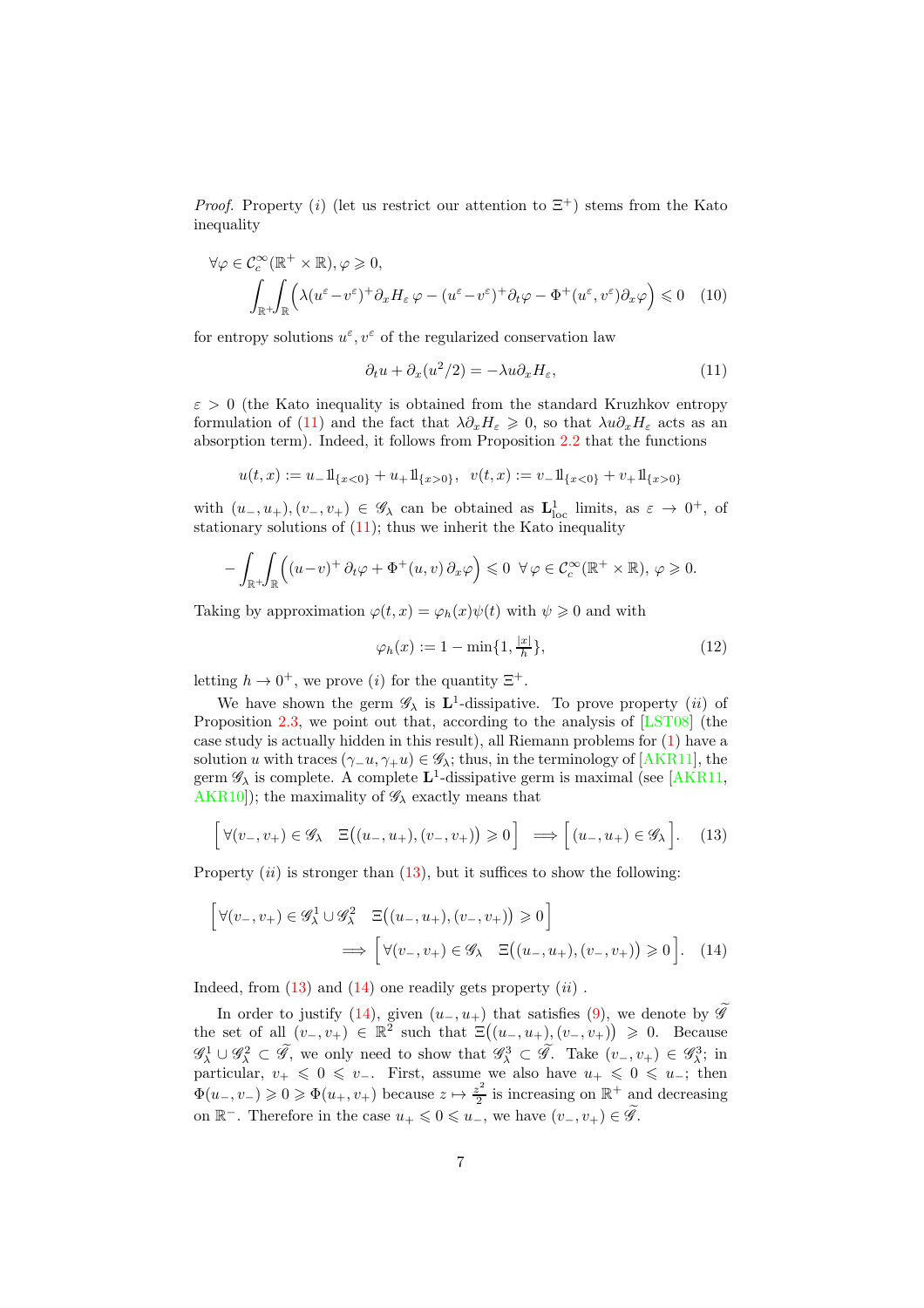*Proof.* Property $(i)$ (let us restrict our attention to $\Xi^+$) stems from the Kato inequality

$$\forall \varphi \in \mathcal{C}_c^\infty(\mathbb{R}^+ \times \mathbb{R}), \varphi \geqslant 0,$$
$$\int_{\mathbb{R}^+}\!\!\int_{\mathbb{R}} \Big( \lambda (u^\varepsilon - v^\varepsilon)^+ \partial_x H_\varepsilon \, \varphi - (u^\varepsilon - v^\varepsilon)^+ \partial_t \varphi - \Phi^+(u^\varepsilon, v^\varepsilon) \partial_x \varphi \Big) \leqslant 0 \quad (10)$$

for entropy solutions $u^\varepsilon, v^\varepsilon$ of the regularized conservation law

$$\partial_t u + \partial_x (u^2/2) = -\lambda u \partial_x H_\varepsilon, \quad (11)$$

$\varepsilon > 0$ (the Kato inequality is obtained from the standard Kruzhkov entropy formulation of (11) and the fact that $\lambda \partial_x H_\varepsilon \geqslant 0$, so that $\lambda u \partial_x H_\varepsilon$ acts as an absorption term). Indeed, it follows from Proposition 2.2 that the functions

$$u(t,x) := u_- 1\!\!1_{\{x<0\}} + u_+ 1\!\!1_{\{x>0\}}, \quad v(t,x) := v_- 1\!\!1_{\{x<0\}} + v_+ 1\!\!1_{\{x>0\}}$$

with $(u_-, u_+), (v_-, v_+) \in \mathscr{G}_\lambda$ can be obtained as $\mathbf{L}^1_{\mathrm{loc}}$ limits, as $\varepsilon \to 0^+$, of stationary solutions of (11); thus we inherit the Kato inequality

$$-\int_{\mathbb{R}^+}\!\!\int_{\mathbb{R}} \Big( (u - v)^+ \, \partial_t \varphi + \Phi^+(u, v) \, \partial_x \varphi \Big) \leqslant 0 \ \ \forall \varphi \in \mathcal{C}_c^\infty(\mathbb{R}^+ \times \mathbb{R}), \ \varphi \geqslant 0.$$

Taking by approximation $\varphi(t,x) = \varphi_h(x) \psi(t)$ with $\psi \geqslant 0$ and with

$$\varphi_h(x) := 1 - \min\{1, \tfrac{|x|}{h}\}, \quad (12)$$

letting $h \to 0^+$, we prove $(i)$ for the quantity $\Xi^+$.

We have shown the germ $\mathscr{G}_\lambda$ is $\mathbf{L}^1$-dissipative. To prove property $(ii)$ of Proposition 2.3, we point out that, according to the analysis of [LST08] (the case study is actually hidden in this result), all Riemann problems for (1) have a solution $u$ with traces $(\gamma_- u, \gamma_+ u) \in \mathscr{G}_\lambda$; thus, in the terminology of [AKR11], the germ $\mathscr{G}_\lambda$ is complete. A complete $\mathbf{L}^1$-dissipative germ is maximal (see [AKR11, AKR10]); the maximality of $\mathscr{G}_\lambda$ exactly means that

$$\Big[ \forall (v_-, v_+) \in \mathscr{G}_\lambda \quad \Xi\big((u_-, u_+), (v_-, v_+)\big) \geqslant 0 \Big] \implies \Big[ (u_-, u_+) \in \mathscr{G}_\lambda \Big]. \quad (13)$$

Property $(ii)$ is stronger than (13), but it suffices to show the following:

$$\Big[ \forall (v_-, v_+) \in \mathscr{G}^1_\lambda \cup \mathscr{G}^2_\lambda \quad \Xi\big((u_-, u_+), (v_-, v_+)\big) \geqslant 0 \Big]$$
$$\implies \Big[ \forall (v_-, v_+) \in \mathscr{G}_\lambda \quad \Xi\big((u_-, u_+), (v_-, v_+)\big) \geqslant 0 \Big]. \quad (14)$$

Indeed, from (13) and (14) one readily gets property $(ii)$ .

In order to justify (14), given $(u_-, u_+)$ that satisfies (9), we denote by $\widetilde{\mathscr{G}}$ the set of all $(v_-, v_+) \in \mathbb{R}^2$ such that $\Xi\big((u_-, u_+), (v_-, v_+)\big) \geqslant 0$. Because $\mathscr{G}^1_\lambda \cup \mathscr{G}^2_\lambda \subset \widetilde{\mathscr{G}}$, we only need to show that $\mathscr{G}^3_\lambda \subset \widetilde{\mathscr{G}}$. Take $(v_-, v_+) \in \mathscr{G}^3_\lambda$; in particular, $v_+ \leqslant 0 \leqslant v_-$. First, assume we also have $u_+ \leqslant 0 \leqslant u_-$; then $\Phi(u_-, v_-) \geqslant 0 \geqslant \Phi(u_+, v_+)$ because $z \mapsto \frac{z^2}{2}$ is increasing on $\mathbb{R}^+$ and decreasing on $\mathbb{R}^-$. Therefore in the case $u_+ \leqslant 0 \leqslant u_-$, we have $(v_-, v_+) \in \widetilde{\mathscr{G}}$.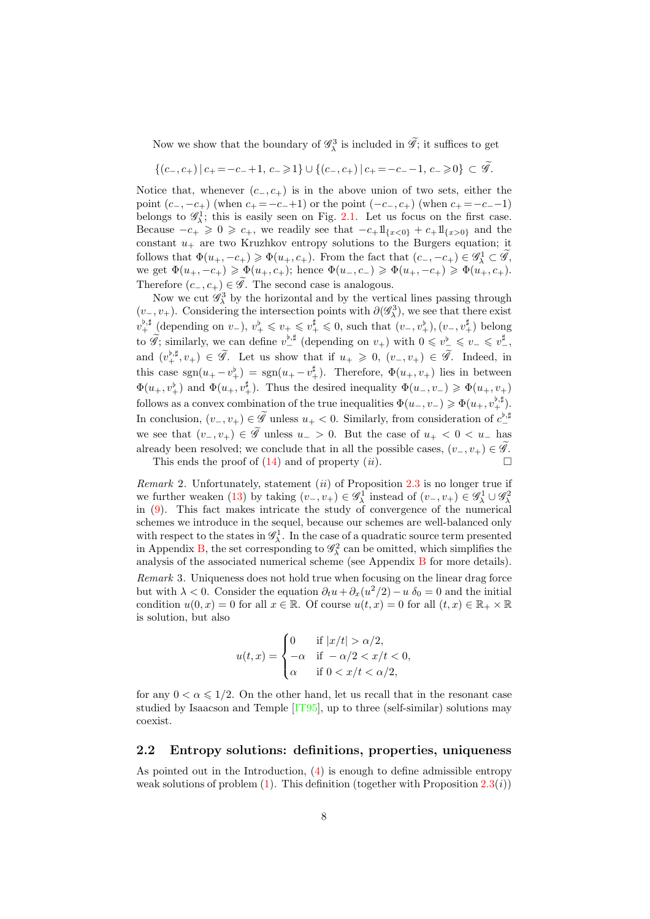Now we show that the boundary of $\mathscr{G}^3_\lambda$ is included in $\widetilde{\mathscr{G}}$; it suffices to get

$$\{(c_-,c_+)\,|\,c_+=-c_-+1,\ c_-\geqslant 1\}\cup\{(c_-,c_+)\,|\,c_+=-c_--1,\ c_-\geqslant 0\}\subset\widetilde{\mathscr{G}}.$$

Notice that, whenever $(c_-,c_+)$ is in the above union of two sets, either the point $(c_-,-c_+)$ (when $c_+=-c_-+1$) or the point $(-c_-,c_+)$ (when $c_+=-c_--1$) belongs to $\mathscr{G}^1_\lambda$; this is easily seen on Fig. 2.1. Let us focus on the first case. Because $-c_+\geqslant 0\geqslant c_+$, we readily see that $-c_+1\!\!1_{\{x<0\}}+c_+1\!\!1_{\{x>0\}}$ and the constant $u_+$ are two Kruzhkov entropy solutions to the Burgers equation; it follows that $\Phi(u_+,-c_+)\geqslant\Phi(u_+,c_+)$. From the fact that $(c_-,-c_+)\in\mathscr{G}^1_\lambda\subset\widetilde{\mathscr{G}}$, we get $\Phi(u_+,-c_+)\geqslant\Phi(u_+,c_+)$; hence $\Phi(u_-,c_-)\geqslant\Phi(u_+,-c_+)\geqslant\Phi(u_+,c_+)$. Therefore $(c_-,c_+)\in\widetilde{\mathscr{G}}$. The second case is analogous.

Now we cut $\mathscr{G}^3_\lambda$ by the horizontal and by the vertical lines passing through $(v_-,v_+)$. Considering the intersection points with $\partial(\mathscr{G}^3_\lambda)$, we see that there exist $v_+^{\flat,\sharp}$ (depending on $v_-$), $v_+^\flat\leqslant v_+\leqslant v_+^\sharp\leqslant 0$, such that $(v_-,v_+^\flat),(v_-,v_+^\sharp)$ belong to $\widetilde{\mathscr{G}}$; similarly, we can define $v_-^{\flat,\sharp}$ (depending on $v_+$) with $0\leqslant v_-^\flat\leqslant v_-\leqslant v_-^\sharp$, and $(v_+^{\flat,\sharp},v_+)\in\widetilde{\mathscr{G}}$. Let us show that if $u_+\geqslant 0$, $(v_-,v_+)\in\widetilde{\mathscr{G}}$. Indeed, in this case $\operatorname{sgn}(u_+-v_+^\flat)=\operatorname{sgn}(u_+-v_+^\sharp)$. Therefore, $\Phi(u_+,v_+)$ lies in between $\Phi(u_+,v_+^\flat)$ and $\Phi(u_+,v_+^\sharp)$. Thus the desired inequality $\Phi(u_-,v_-)\geqslant\Phi(u_+,v_+)$ follows as a convex combination of the true inequalities $\Phi(u_-,v_-)\geqslant\Phi(u_+,v_+^{\flat,\sharp})$. In conclusion, $(v_-,v_+)\in\widetilde{\mathscr{G}}$ unless $u_+<0$. Similarly, from consideration of $c_-^{\flat,\sharp}$ we see that $(v_-,v_+)\in\widetilde{\mathscr{G}}$ unless $u_->0$. But the case of $u_+<0<u_-$ has already been resolved; we conclude that in all the possible cases, $(v_-,v_+)\in\widetilde{\mathscr{G}}$.

This ends the proof of (14) and of property $(ii)$. □

*Remark* 2. Unfortunately, statement $(ii)$ of Proposition 2.3 is no longer true if we further weaken (13) by taking $(v_-,v_+)\in\mathscr{G}^1_\lambda$ instead of $(v_-,v_+)\in\mathscr{G}^1_\lambda\cup\mathscr{G}^2_\lambda$ in (9). This fact makes intricate the study of convergence of the numerical schemes we introduce in the sequel, because our schemes are well-balanced only with respect to the states in $\mathscr{G}^1_\lambda$. In the case of a quadratic source term presented in Appendix B, the set corresponding to $\mathscr{G}^2_\lambda$ can be omitted, which simplifies the analysis of the associated numerical scheme (see Appendix B for more details).

*Remark* 3. Uniqueness does not hold true when focusing on the linear drag force but with $\lambda<0$. Consider the equation $\partial_t u+\partial_x(u^2/2)-u\,\delta_0=0$ and the initial condition $u(0,x)=0$ for all $x\in\mathbb{R}$. Of course $u(t,x)=0$ for all $(t,x)\in\mathbb{R}_+\times\mathbb{R}$ is solution, but also

$$u(t,x)=\begin{cases}0 & \text{if } |x/t|>\alpha/2,\\ -\alpha & \text{if } -\alpha/2<x/t<0,\\ \alpha & \text{if } 0<x/t<\alpha/2,\end{cases}$$

for any $0<\alpha\leqslant 1/2$. On the other hand, let us recall that in the resonant case studied by Isaacson and Temple [IT95], up to three (self-similar) solutions may coexist.

## 2.2 Entropy solutions: definitions, properties, uniqueness

As pointed out in the Introduction, (4) is enough to define admissible entropy weak solutions of problem (1). This definition (together with Proposition 2.3$(i)$)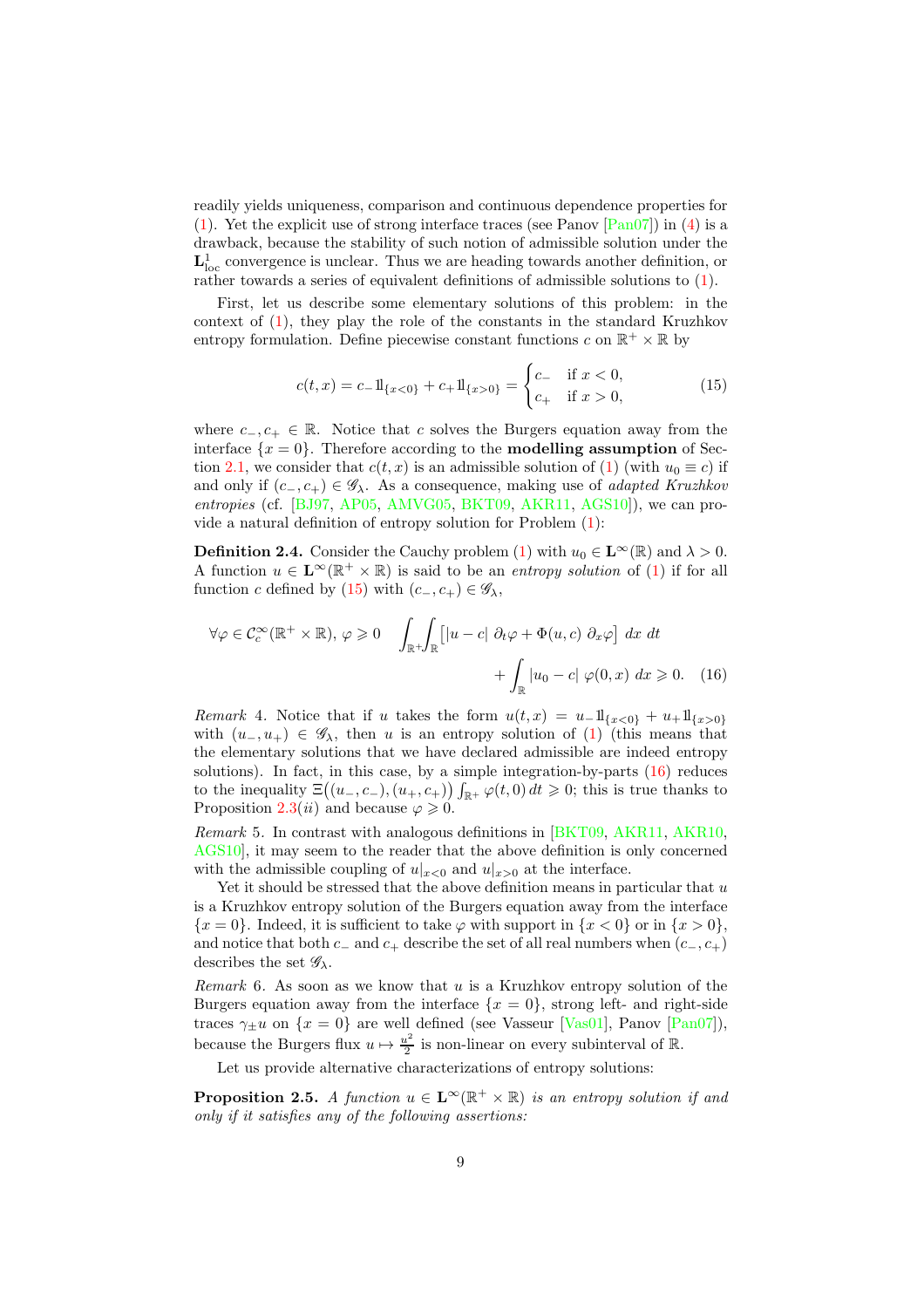readily yields uniqueness, comparison and continuous dependence properties for (1). Yet the explicit use of strong interface traces (see Panov [Pan07]) in (4) is a drawback, because the stability of such notion of admissible solution under the $\mathbf{L}^1_{\rm loc}$ convergence is unclear. Thus we are heading towards another definition, or rather towards a series of equivalent definitions of admissible solutions to (1).

First, let us describe some elementary solutions of this problem: in the context of (1), they play the role of the constants in the standard Kruzhkov entropy formulation. Define piecewise constant functions $c$ on $\mathbb{R}^+ \times \mathbb{R}$ by

$$c(t,x) = c_- 1\!\!1_{\{x<0\}} + c_+ 1\!\!1_{\{x>0\}} = \begin{cases} c_- & \text{if } x < 0, \\ c_+ & \text{if } x > 0, \end{cases} \tag{15}$$

where $c_-, c_+ \in \mathbb{R}$. Notice that $c$ solves the Burgers equation away from the interface $\{x = 0\}$. Therefore according to the **modelling assumption** of Section 2.1, we consider that $c(t,x)$ is an admissible solution of (1) (with $u_0 \equiv c$) if and only if $(c_-, c_+) \in \mathscr{G}_\lambda$. As a consequence, making use of *adapted Kruzhkov entropies* (cf. [BJ97, AP05, AMVG05, BKT09, AKR11, AGS10]), we can provide a natural definition of entropy solution for Problem (1):

**Definition 2.4.** Consider the Cauchy problem (1) with $u_0 \in \mathbf{L}^\infty(\mathbb{R})$ and $\lambda > 0$. A function $u \in \mathbf{L}^\infty(\mathbb{R}^+ \times \mathbb{R})$ is said to be an *entropy solution* of (1) if for all function $c$ defined by (15) with $(c_-, c_+) \in \mathscr{G}_\lambda$,

$$\forall \varphi \in \mathcal{C}^\infty_c(\mathbb{R}^+ \times \mathbb{R}),\ \varphi \geqslant 0 \quad \int_{\mathbb{R}^+}\!\!\int_{\mathbb{R}} \Big[|u - c|\ \partial_t \varphi + \Phi(u,c)\ \partial_x \varphi\Big]\ dx\ dt \\ + \int_{\mathbb{R}} |u_0 - c|\ \varphi(0,x)\ dx \geqslant 0. \tag{16}$$

*Remark* 4. Notice that if $u$ takes the form $u(t,x) = u_- 1\!\!1_{\{x<0\}} + u_+ 1\!\!1_{\{x>0\}}$ with $(u_-, u_+) \in \mathscr{G}_\lambda$, then $u$ is an entropy solution of (1) (this means that the elementary solutions that we have declared admissible are indeed entropy solutions). In fact, in this case, by a simple integration-by-parts (16) reduces to the inequality $\Xi\big((u_-, c_-), (u_+, c_+)\big) \int_{\mathbb{R}^+} \varphi(t,0)\, dt \geqslant 0$; this is true thanks to Proposition 2.3$(ii)$ and because $\varphi \geqslant 0$.

*Remark* 5. In contrast with analogous definitions in [BKT09, AKR11, AKR10, AGS10], it may seem to the reader that the above definition is only concerned with the admissible coupling of $u|_{x<0}$ and $u|_{x>0}$ at the interface.

Yet it should be stressed that the above definition means in particular that $u$ is a Kruzhkov entropy solution of the Burgers equation away from the interface $\{x = 0\}$. Indeed, it is sufficient to take $\varphi$ with support in $\{x < 0\}$ or in $\{x > 0\}$, and notice that both $c_-$ and $c_+$ describe the set of all real numbers when $(c_-, c_+)$ describes the set $\mathscr{G}_\lambda$.

*Remark* 6. As soon as we know that $u$ is a Kruzhkov entropy solution of the Burgers equation away from the interface $\{x = 0\}$, strong left- and right-side traces $\gamma_\pm u$ on $\{x = 0\}$ are well defined (see Vasseur [Vas01], Panov [Pan07]), because the Burgers flux $u \mapsto \frac{u^2}{2}$ is non-linear on every subinterval of $\mathbb{R}$.

Let us provide alternative characterizations of entropy solutions:

**Proposition 2.5.** *A function $u \in \mathbf{L}^\infty(\mathbb{R}^+ \times \mathbb{R})$ is an entropy solution if and only if it satisfies any of the following assertions:*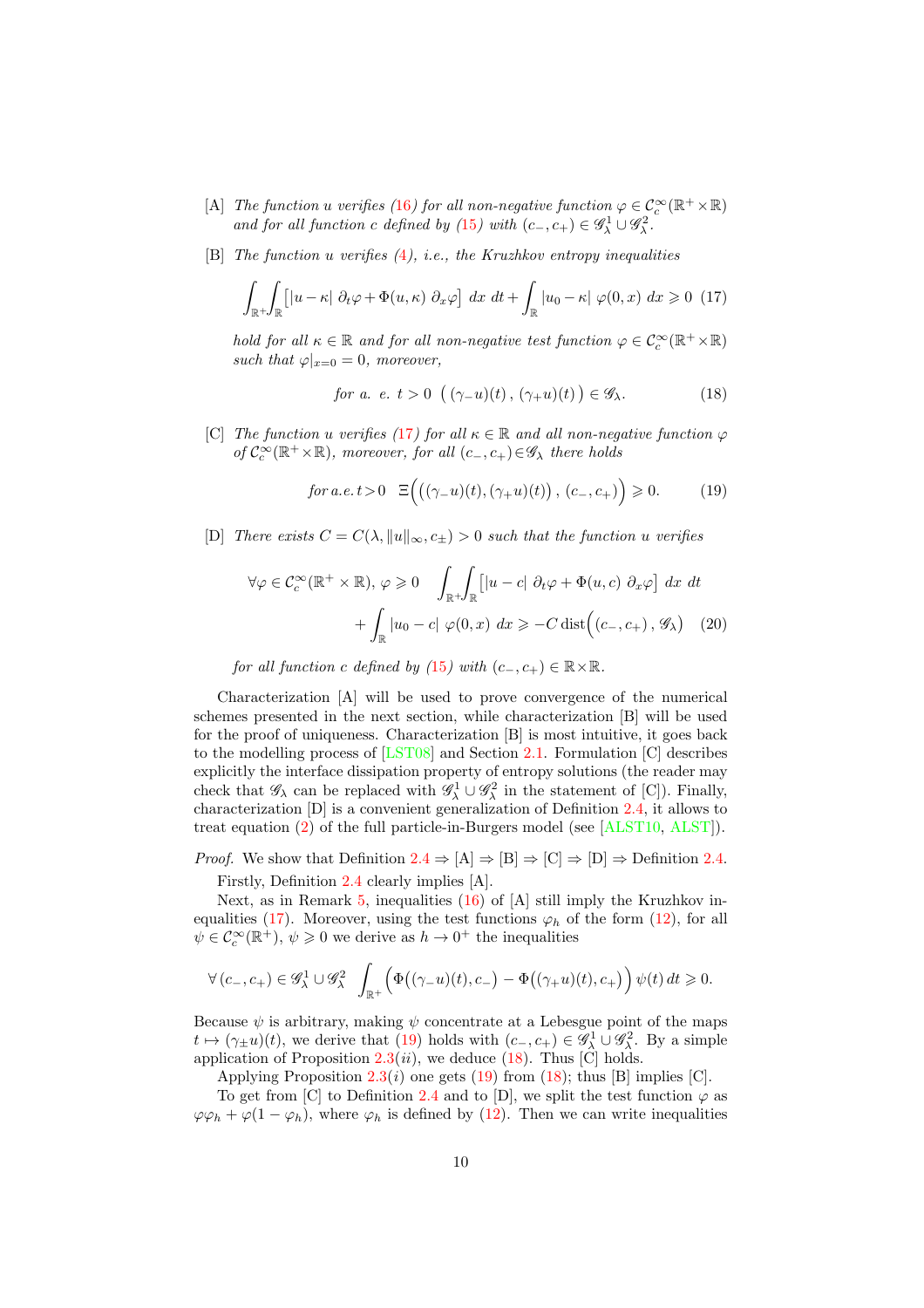[A] *The function $u$ verifies (16) for all non-negative function $\varphi \in \mathcal{C}_c^\infty(\mathbb{R}^+ \times \mathbb{R})$ and for all function $c$ defined by (15) with $(c_-, c_+) \in \mathscr{G}_\lambda^1 \cup \mathscr{G}_\lambda^2$.*

[B] *The function $u$ verifies (4), i.e., the Kruzhkov entropy inequalities*

$$\int_{\mathbb{R}^+}\!\!\int_{\mathbb{R}} \Big[|u-\kappa|\;\partial_t\varphi + \Phi(u,\kappa)\;\partial_x\varphi\Big]\;dx\;dt + \int_{\mathbb{R}} |u_0-\kappa|\;\varphi(0,x)\;dx \geqslant 0 \quad (17)$$

*hold for all $\kappa \in \mathbb{R}$ and for all non-negative test function $\varphi \in \mathcal{C}_c^\infty(\mathbb{R}^+ \times \mathbb{R})$ such that $\varphi|_{x=0} = 0$, moreover,*

$$\text{for a. e. } t > 0 \;\; \big(\,(\gamma_- u)(t)\,,\,(\gamma_+ u)(t)\,\big) \in \mathscr{G}_\lambda. \quad (18)$$

[C] *The function $u$ verifies (17) for all $\kappa \in \mathbb{R}$ and all non-negative function $\varphi$ of $\mathcal{C}_c^\infty(\mathbb{R}^+ \times \mathbb{R})$, moreover, for all $(c_-, c_+) \in \mathscr{G}_\lambda$ there holds*

$$\text{for a.e. } t>0 \;\; \Xi\Big(\big((\gamma_- u)(t), (\gamma_+ u)(t)\big)\,,\,(c_-, c_+)\Big) \geqslant 0. \quad (19)$$

[D] *There exists $C = C(\lambda, \|u\|_\infty, c_\pm) > 0$ such that the function $u$ verifies*

$$\forall \varphi \in \mathcal{C}_c^\infty(\mathbb{R}^+ \times \mathbb{R}),\, \varphi \geqslant 0 \quad \int_{\mathbb{R}^+}\!\!\int_{\mathbb{R}} \Big[|u-c|\;\partial_t\varphi + \Phi(u,c)\;\partial_x\varphi\Big]\;dx\;dt$$
$$+ \int_{\mathbb{R}} |u_0-c|\;\varphi(0,x)\;dx \geqslant -C\,\mathrm{dist}\Big((c_-, c_+)\,,\,\mathscr{G}_\lambda\Big) \quad (20)$$

*for all function $c$ defined by (15) with $(c_-, c_+) \in \mathbb{R} \times \mathbb{R}$.*

Characterization [A] will be used to prove convergence of the numerical schemes presented in the next section, while characterization [B] will be used for the proof of uniqueness. Characterization [B] is most intuitive, it goes back to the modelling process of [LST08] and Section 2.1. Formulation [C] describes explicitly the interface dissipation property of entropy solutions (the reader may check that $\mathscr{G}_\lambda$ can be replaced with $\mathscr{G}_\lambda^1 \cup \mathscr{G}_\lambda^2$ in the statement of [C]). Finally, characterization [D] is a convenient generalization of Definition 2.4, it allows to treat equation (2) of the full particle-in-Burgers model (see [ALST10, ALST]).

*Proof.* We show that Definition 2.4 ⇒ [A] ⇒ [B] ⇒ [C] ⇒ [D] ⇒ Definition 2.4.

Firstly, Definition 2.4 clearly implies [A].

Next, as in Remark 5, inequalities (16) of [A] still imply the Kruzhkov inequalities (17). Moreover, using the test functions $\varphi_h$ of the form (12), for all $\psi \in \mathcal{C}_c^\infty(\mathbb{R}^+)$, $\psi \geqslant 0$ we derive as $h \to 0^+$ the inequalities

$$\forall\,(c_-, c_+) \in \mathscr{G}_\lambda^1 \cup \mathscr{G}_\lambda^2 \quad \int_{\mathbb{R}^+} \Big(\Phi\big((\gamma_- u)(t), c_-\big) - \Phi\big((\gamma_+ u)(t), c_+\big)\Big)\,\psi(t)\,dt \geqslant 0.$$

Because $\psi$ is arbitrary, making $\psi$ concentrate at a Lebesgue point of the maps $t \mapsto (\gamma_\pm u)(t)$, we derive that (19) holds with $(c_-, c_+) \in \mathscr{G}_\lambda^1 \cup \mathscr{G}_\lambda^2$. By a simple application of Proposition 2.3($ii$), we deduce (18). Thus [C] holds.

Applying Proposition 2.3($i$) one gets (19) from (18); thus [B] implies [C].

To get from [C] to Definition 2.4 and to [D], we split the test function $\varphi$ as $\varphi\varphi_h + \varphi(1-\varphi_h)$, where $\varphi_h$ is defined by (12). Then we can write inequalities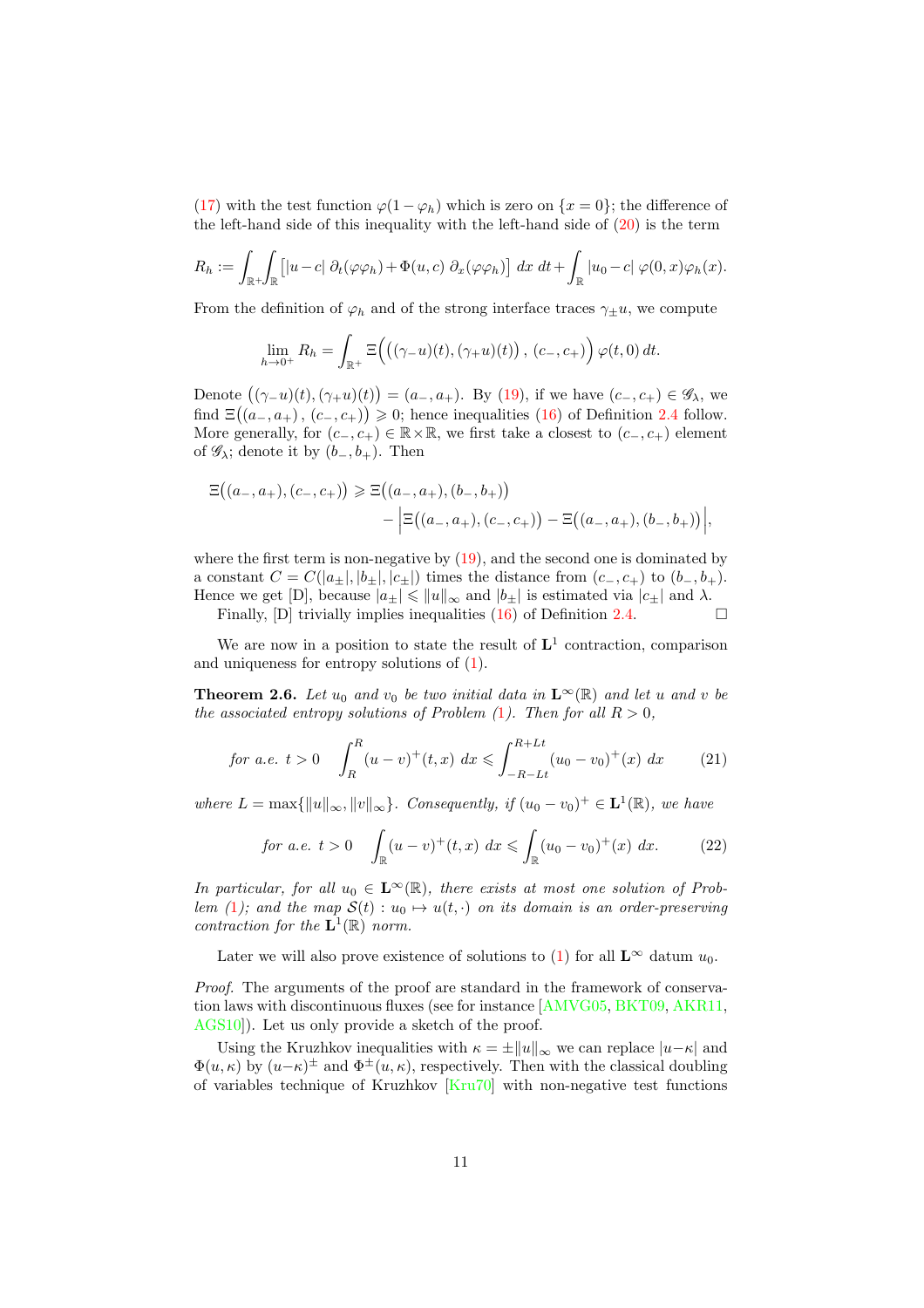(17) with the test function $\varphi(1-\varphi_h)$ which is zero on $\{x=0\}$; the difference of the left-hand side of this inequality with the left-hand side of (20) is the term

$$R_h := \int_{\mathbb{R}^+}\int_{\mathbb{R}} \left[|u-c|\;\partial_t(\varphi\varphi_h) + \Phi(u,c)\;\partial_x(\varphi\varphi_h)\right]\,dx\,dt + \int_{\mathbb{R}} |u_0-c|\;\varphi(0,x)\varphi_h(x).$$

From the definition of $\varphi_h$ and of the strong interface traces $\gamma_\pm u$, we compute

$$\lim_{h\to 0^+} R_h = \int_{\mathbb{R}^+} \Xi\Big(\big((\gamma_- u)(t),(\gamma_+ u)(t)\big)\,,\,(c_-,c_+)\Big)\,\varphi(t,0)\,dt.$$

Denote $\big((\gamma_- u)(t),(\gamma_+ u)(t)\big) = (a_-,a_+)$. By (19), if we have $(c_-,c_+)\in\mathscr{G}_\lambda$, we find $\Xi\big((a_-,a_+)\,,\,(c_-,c_+)\big)\geqslant 0$; hence inequalities (16) of Definition 2.4 follow. More generally, for $(c_-,c_+)\in\mathbb{R}\times\mathbb{R}$, we first take a closest to $(c_-,c_+)$ element of $\mathscr{G}_\lambda$; denote it by $(b_-,b_+)$. Then

$$\Xi\big((a_-,a_+),(c_-,c_+)\big) \geqslant \Xi\big((a_-,a_+),(b_-,b_+)\big) \\ \qquad\qquad - \Big|\Xi\big((a_-,a_+),(c_-,c_+)\big) - \Xi\big((a_-,a_+),(b_-,b_+)\big)\Big|,$$

where the first term is non-negative by (19), and the second one is dominated by a constant $C=C(|a_\pm|,|b_\pm|,|c_\pm|)$ times the distance from $(c_-,c_+)$ to $(b_-,b_+)$. Hence we get [D], because $|a_\pm|\leqslant\|u\|_\infty$ and $|b_\pm|$ is estimated via $|c_\pm|$ and $\lambda$.

Finally, [D] trivially implies inequalities (16) of Definition 2.4. $\square$

We are now in a position to state the result of $\mathbf{L}^1$ contraction, comparison and uniqueness for entropy solutions of (1).

**Theorem 2.6.** *Let $u_0$ and $v_0$ be two initial data in $\mathbf{L}^\infty(\mathbb{R})$ and let $u$ and $v$ be the associated entropy solutions of Problem (1). Then for all $R>0$,*

$$\text{for a.e. } t>0 \quad \int_R^R (u-v)^+(t,x)\;dx \leqslant \int_{-R-Lt}^{R+Lt} (u_0-v_0)^+(x)\;dx \tag{21}$$

*where $L=\max\{\|u\|_\infty,\|v\|_\infty\}$. Consequently, if $(u_0-v_0)^+\in\mathbf{L}^1(\mathbb{R})$, we have*

$$\text{for a.e. } t>0 \quad \int_{\mathbb{R}} (u-v)^+(t,x)\;dx \leqslant \int_{\mathbb{R}} (u_0-v_0)^+(x)\;dx. \tag{22}$$

*In particular, for all $u_0\in\mathbf{L}^\infty(\mathbb{R})$, there exists at most one solution of Problem (1); and the map $\mathcal{S}(t):u_0\mapsto u(t,\cdot)$ on its domain is an order-preserving contraction for the $\mathbf{L}^1(\mathbb{R})$ norm.*

Later we will also prove existence of solutions to (1) for all $\mathbf{L}^\infty$ datum $u_0$.

*Proof.* The arguments of the proof are standard in the framework of conservation laws with discontinuous fluxes (see for instance [AMVG05, BKT09, AKR11, AGS10]). Let us only provide a sketch of the proof.

Using the Kruzhkov inequalities with $\kappa=\pm\|u\|_\infty$ we can replace $|u-\kappa|$ and $\Phi(u,\kappa)$ by $(u-\kappa)^\pm$ and $\Phi^\pm(u,\kappa)$, respectively. Then with the classical doubling of variables technique of Kruzhkov [Kru70] with non-negative test functions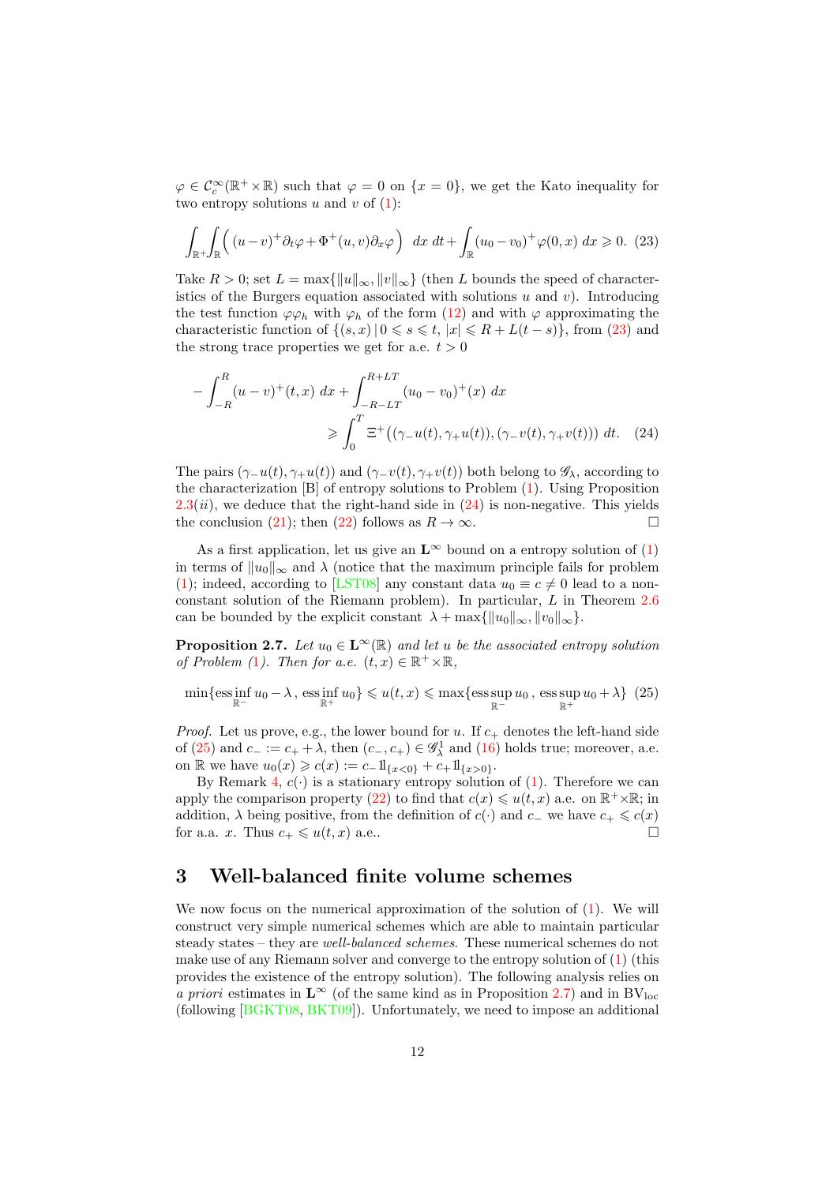$\varphi \in \mathcal{C}_c^\infty(\mathbb{R}^+ \times \mathbb{R})$ such that $\varphi = 0$ on $\{x = 0\}$, we get the Kato inequality for two entropy solutions $u$ and $v$ of (1):

$$\int_{\mathbb{R}^+}\!\int_{\mathbb{R}} \Big( (u-v)^+ \partial_t \varphi + \Phi^+(u,v)\partial_x \varphi \Big) \; dx \; dt + \int_{\mathbb{R}} (u_0 - v_0)^+ \varphi(0,x) \; dx \geqslant 0. \quad (23)$$

Take $R > 0$; set $L = \max\{\|u\|_\infty, \|v\|_\infty\}$ (then $L$ bounds the speed of characteristics of the Burgers equation associated with solutions $u$ and $v$). Introducing the test function $\varphi\varphi_h$ with $\varphi_h$ of the form (12) and with $\varphi$ approximating the characteristic function of $\{(s,x) \,|\, 0 \leqslant s \leqslant t, \; |x| \leqslant R + L(t-s)\}$, from (23) and the strong trace properties we get for a.e. $t > 0$

$$- \int_{-R}^{R} (u-v)^+(t,x) \; dx + \int_{-R-LT}^{R+LT} (u_0 - v_0)^+(x) \; dx \\ \geqslant \int_0^T \Xi^+\big((\gamma_- u(t), \gamma_+ u(t)), (\gamma_- v(t), \gamma_+ v(t))\big) \; dt. \quad (24)$$

The pairs $(\gamma_- u(t), \gamma_+ u(t))$ and $(\gamma_- v(t), \gamma_+ v(t))$ both belong to $\mathscr{G}_\lambda$, according to the characterization [B] of entropy solutions to Problem (1). Using Proposition 2.3(*ii*), we deduce that the right-hand side in (24) is non-negative. This yields the conclusion (21); then (22) follows as $R \to \infty$. $\square$

As a first application, let us give an $\mathbf{L}^\infty$ bound on a entropy solution of (1) in terms of $\|u_0\|_\infty$ and $\lambda$ (notice that the maximum principle fails for problem (1); indeed, according to [LST08] any constant data $u_0 \equiv c \neq 0$ lead to a non-constant solution of the Riemann problem). In particular, $L$ in Theorem 2.6 can be bounded by the explicit constant $\lambda + \max\{\|u_0\|_\infty, \|v_0\|_\infty\}$.

**Proposition 2.7.** *Let $u_0 \in \mathbf{L}^\infty(\mathbb{R})$ and let $u$ be the associated entropy solution of Problem (1). Then for a.e. $(t,x) \in \mathbb{R}^+ \times \mathbb{R}$,*

$$\min\{\operatorname*{ess\,inf}_{\mathbb{R}^-} u_0 - \lambda \, , \, \operatorname*{ess\,inf}_{\mathbb{R}^+} u_0\} \leqslant u(t,x) \leqslant \max\{\operatorname*{ess\,sup}_{\mathbb{R}^-} u_0 \, , \, \operatorname*{ess\,sup}_{\mathbb{R}^+} u_0 + \lambda\} \quad (25)$$

*Proof.* Let us prove, e.g., the lower bound for $u$. If $c_+$ denotes the left-hand side of (25) and $c_- := c_+ + \lambda$, then $(c_-, c_+) \in \mathscr{G}_\lambda^1$ and (16) holds true; moreover, a.e. on $\mathbb{R}$ we have $u_0(x) \geqslant c(x) := c_- 1\!\!1_{\{x<0\}} + c_+ 1\!\!1_{\{x>0\}}$.

By Remark 4, $c(\cdot)$ is a stationary entropy solution of (1). Therefore we can apply the comparison property (22) to find that $c(x) \leqslant u(t,x)$ a.e. on $\mathbb{R}^+ \times \mathbb{R}$; in addition, $\lambda$ being positive, from the definition of $c(\cdot)$ and $c_-$ we have $c_+ \leqslant c(x)$ for a.a. $x$. Thus $c_+ \leqslant u(t,x)$ a.e.. $\square$

## 3 Well-balanced finite volume schemes

We now focus on the numerical approximation of the solution of (1). We will construct very simple numerical schemes which are able to maintain particular steady states – they are *well-balanced schemes*. These numerical schemes do not make use of any Riemann solver and converge to the entropy solution of (1) (this provides the existence of the entropy solution). The following analysis relies on *a priori* estimates in $\mathbf{L}^\infty$ (of the same kind as in Proposition 2.7) and in $\mathrm{BV}_{\mathrm{loc}}$ (following [BGKT08, BKT09]). Unfortunately, we need to impose an additional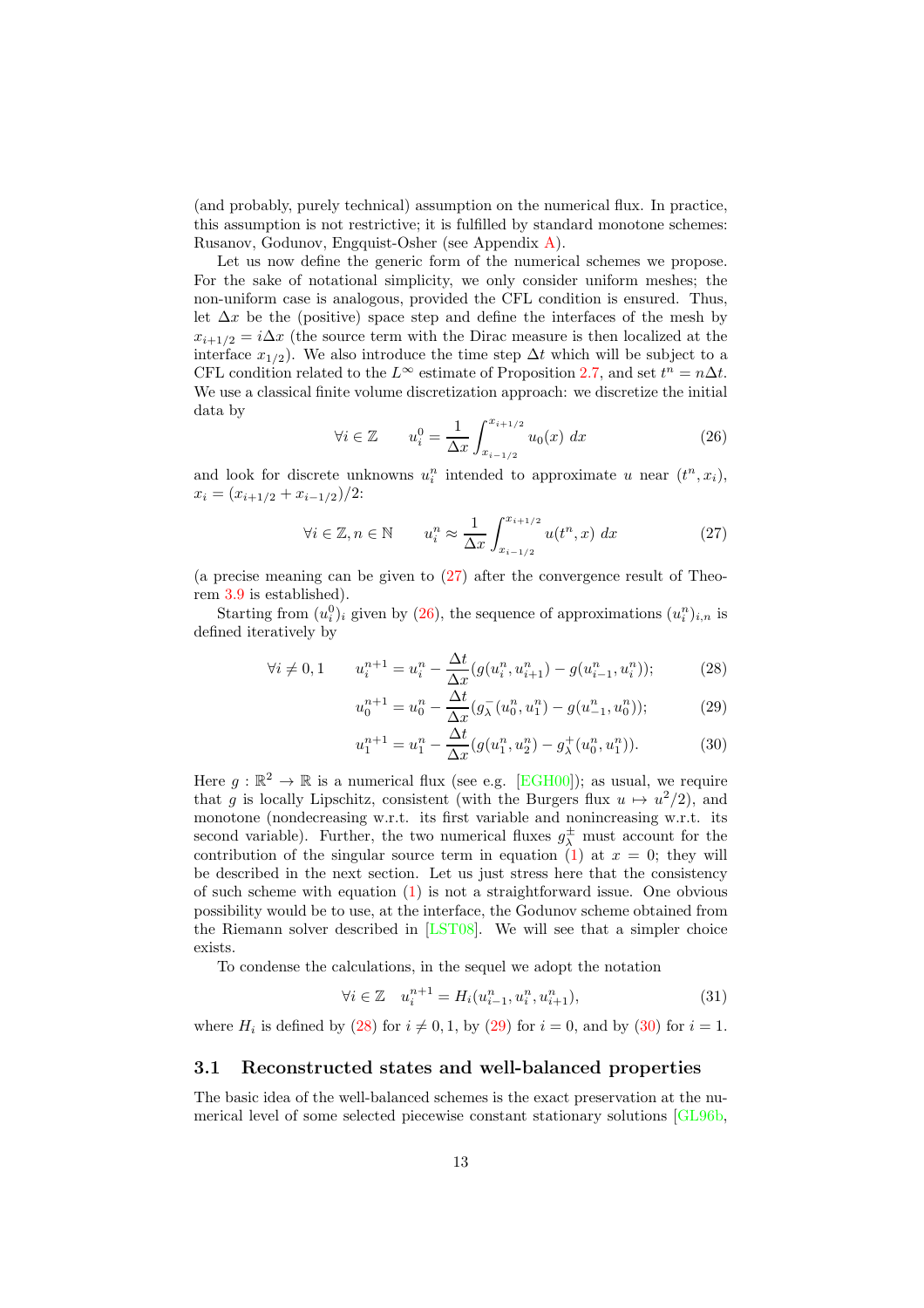(and probably, purely technical) assumption on the numerical flux. In practice, this assumption is not restrictive; it is fulfilled by standard monotone schemes: Rusanov, Godunov, Engquist-Osher (see Appendix A).

Let us now define the generic form of the numerical schemes we propose. For the sake of notational simplicity, we only consider uniform meshes; the non-uniform case is analogous, provided the CFL condition is ensured. Thus, let $\Delta x$ be the (positive) space step and define the interfaces of the mesh by $x_{i+1/2} = i\Delta x$ (the source term with the Dirac measure is then localized at the interface $x_{1/2}$). We also introduce the time step $\Delta t$ which will be subject to a CFL condition related to the $L^\infty$ estimate of Proposition 2.7, and set $t^n = n\Delta t$. We use a classical finite volume discretization approach: we discretize the initial data by

$$\forall i \in \mathbb{Z} \qquad u_i^0 = \frac{1}{\Delta x}\int_{x_{i-1/2}}^{x_{i+1/2}} u_0(x)\ dx \tag{26}$$

and look for discrete unknowns $u_i^n$ intended to approximate $u$ near $(t^n, x_i)$, $x_i = (x_{i+1/2} + x_{i-1/2})/2$:

$$\forall i \in \mathbb{Z}, n \in \mathbb{N} \qquad u_i^n \approx \frac{1}{\Delta x}\int_{x_{i-1/2}}^{x_{i+1/2}} u(t^n, x)\ dx \tag{27}$$

(a precise meaning can be given to (27) after the convergence result of Theorem 3.9 is established).

Starting from $(u_i^0)_i$ given by (26), the sequence of approximations $(u_i^n)_{i,n}$ is defined iteratively by

$$\forall i \neq 0, 1 \qquad u_i^{n+1} = u_i^n - \frac{\Delta t}{\Delta x}(g(u_i^n, u_{i+1}^n) - g(u_{i-1}^n, u_i^n)); \tag{28}$$

$$u_0^{n+1} = u_0^n - \frac{\Delta t}{\Delta x}(g_\lambda^-(u_0^n, u_1^n) - g(u_{-1}^n, u_0^n)); \tag{29}$$

$$u_1^{n+1} = u_1^n - \frac{\Delta t}{\Delta x}(g(u_1^n, u_2^n) - g_\lambda^+(u_0^n, u_1^n)). \tag{30}$$

Here $g : \mathbb{R}^2 \to \mathbb{R}$ is a numerical flux (see e.g. [EGH00]); as usual, we require that $g$ is locally Lipschitz, consistent (with the Burgers flux $u \mapsto u^2/2$), and monotone (nondecreasing w.r.t. its first variable and nonincreasing w.r.t. its second variable). Further, the two numerical fluxes $g_\lambda^\pm$ must account for the contribution of the singular source term in equation (1) at $x = 0$; they will be described in the next section. Let us just stress here that the consistency of such scheme with equation (1) is not a straightforward issue. One obvious possibility would be to use, at the interface, the Godunov scheme obtained from the Riemann solver described in [LST08]. We will see that a simpler choice exists.

To condense the calculations, in the sequel we adopt the notation

$$\forall i \in \mathbb{Z} \quad u_i^{n+1} = H_i(u_{i-1}^n, u_i^n, u_{i+1}^n), \tag{31}$$

where $H_i$ is defined by (28) for $i \neq 0, 1$, by (29) for $i = 0$, and by (30) for $i = 1$.

### 3.1 Reconstructed states and well-balanced properties

The basic idea of the well-balanced schemes is the exact preservation at the numerical level of some selected piecewise constant stationary solutions [GL96b,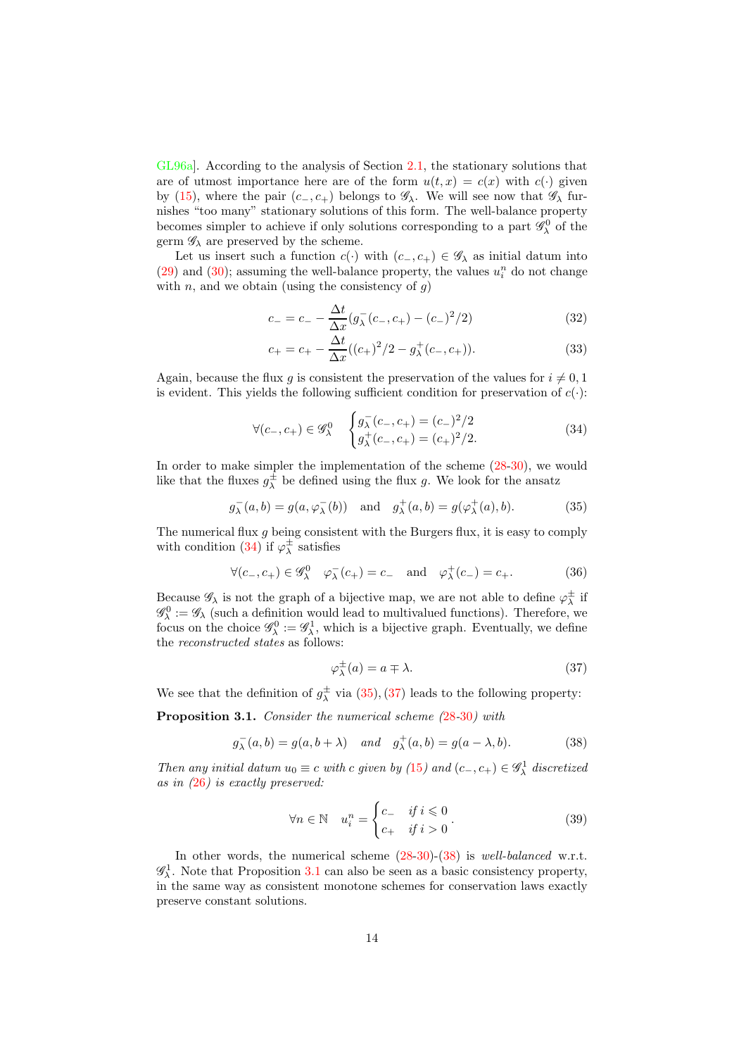GL96a]. According to the analysis of Section 2.1, the stationary solutions that are of utmost importance here are of the form $u(t,x) = c(x)$ with $c(\cdot)$ given by (15), where the pair $(c_-, c_+)$ belongs to $\mathscr{G}_\lambda$. We will see now that $\mathscr{G}_\lambda$ furnishes "too many" stationary solutions of this form. The well-balance property becomes simpler to achieve if only solutions corresponding to a part $\mathscr{G}_\lambda^0$ of the germ $\mathscr{G}_\lambda$ are preserved by the scheme.

Let us insert such a function $c(\cdot)$ with $(c_-, c_+) \in \mathscr{G}_\lambda$ as initial datum into (29) and (30); assuming the well-balance property, the values $u_i^n$ do not change with $n$, and we obtain (using the consistency of $g$)

$$c_- = c_- - \frac{\Delta t}{\Delta x}(g_\lambda^-(c_-, c_+) - (c_-)^2/2) \tag{32}$$

$$c_+ = c_+ - \frac{\Delta t}{\Delta x}((c_+)^2/2 - g_\lambda^+(c_-, c_+)). \tag{33}$$

Again, because the flux $g$ is consistent the preservation of the values for $i \neq 0, 1$ is evident. This yields the following sufficient condition for preservation of $c(\cdot)$:

$$\forall (c_-, c_+) \in \mathscr{G}_\lambda^0 \quad \begin{cases} g_\lambda^-(c_-, c_+) = (c_-)^2/2 \\ g_\lambda^+(c_-, c_+) = (c_+)^2/2. \end{cases} \tag{34}$$

In order to make simpler the implementation of the scheme (28-30), we would like that the fluxes $g_\lambda^\pm$ be defined using the flux $g$. We look for the ansatz

$$g_\lambda^-(a,b) = g(a, \varphi_\lambda^-(b)) \quad \text{and} \quad g_\lambda^+(a,b) = g(\varphi_\lambda^+(a), b). \tag{35}$$

The numerical flux $g$ being consistent with the Burgers flux, it is easy to comply with condition (34) if $\varphi_\lambda^\pm$ satisfies

$$\forall (c_-, c_+) \in \mathscr{G}_\lambda^0 \quad \varphi_\lambda^-(c_+) = c_- \quad \text{and} \quad \varphi_\lambda^+(c_-) = c_+. \tag{36}$$

Because $\mathscr{G}_\lambda$ is not the graph of a bijective map, we are not able to define $\varphi_\lambda^\pm$ if $\mathscr{G}_\lambda^0 := \mathscr{G}_\lambda$ (such a definition would lead to multivalued functions). Therefore, we focus on the choice $\mathscr{G}_\lambda^0 := \mathscr{G}_\lambda^1$, which is a bijective graph. Eventually, we define the *reconstructed states* as follows:

$$\varphi_\lambda^\pm(a) = a \mp \lambda. \tag{37}$$

We see that the definition of $g_\lambda^\pm$ via (35), (37) leads to the following property:

**Proposition 3.1.** *Consider the numerical scheme (28-30) with*

$$g_\lambda^-(a,b) = g(a, b+\lambda) \quad \textit{and} \quad g_\lambda^+(a,b) = g(a-\lambda, b). \tag{38}$$

*Then any initial datum $u_0 \equiv c$ with $c$ given by (15) and $(c_-, c_+) \in \mathscr{G}_\lambda^1$ discretized as in (26) is exactly preserved:*

$$\forall n \in \mathbb{N} \quad u_i^n = \begin{cases} c_- & \text{if } i \leqslant 0 \\ c_+ & \text{if } i > 0 \end{cases}. \tag{39}$$

In other words, the numerical scheme (28-30)-(38) is *well-balanced* w.r.t. $\mathscr{G}_\lambda^1$. Note that Proposition 3.1 can also be seen as a basic consistency property, in the same way as consistent monotone schemes for conservation laws exactly preserve constant solutions.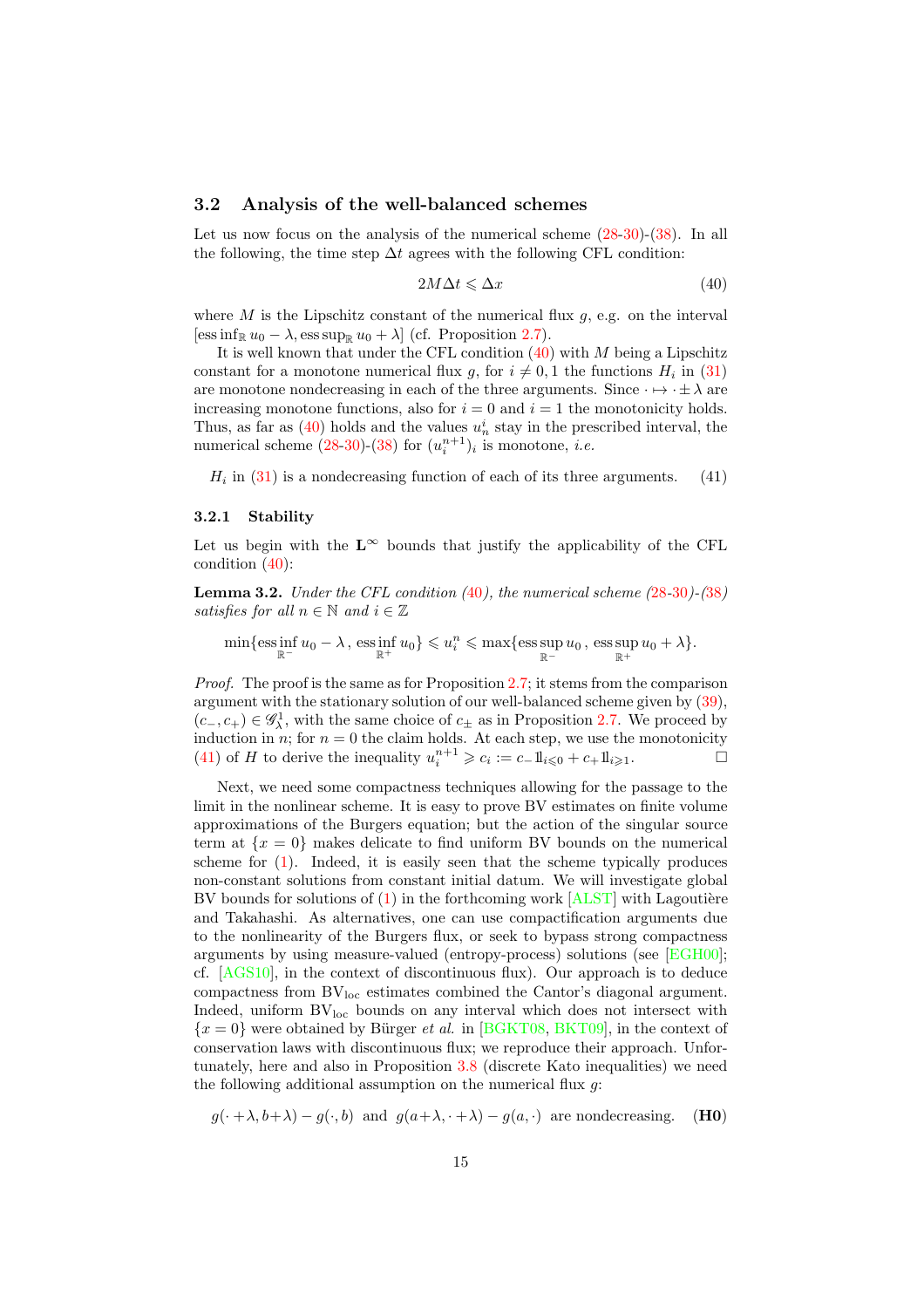### 3.2 Analysis of the well-balanced schemes

Let us now focus on the analysis of the numerical scheme (28-30)-(38). In all the following, the time step $\Delta t$ agrees with the following CFL condition:

$$2M\Delta t \leqslant \Delta x \tag{40}$$

where $M$ is the Lipschitz constant of the numerical flux $g$, e.g. on the interval $[\operatorname{ess\,inf}_{\mathbb{R}} u_0 - \lambda, \operatorname{ess\,sup}_{\mathbb{R}} u_0 + \lambda]$ (cf. Proposition 2.7).

It is well known that under the CFL condition (40) with $M$ being a Lipschitz constant for a monotone numerical flux $g$, for $i \neq 0, 1$ the functions $H_i$ in (31) are monotone nondecreasing in each of the three arguments. Since $\cdot \mapsto \cdot \pm \lambda$ are increasing monotone functions, also for $i = 0$ and $i = 1$ the monotonicity holds. Thus, as far as (40) holds and the values $u_n^i$ stay in the prescribed interval, the numerical scheme (28-30)-(38) for $(u_i^{n+1})_i$ is monotone, *i.e.*

$$H_i \text{ in (31) is a nondecreasing function of each of its three arguments.} \tag{41}$$

#### 3.2.1 Stability

Let us begin with the $\mathbf{L}^\infty$ bounds that justify the applicability of the CFL condition (40):

**Lemma 3.2.** *Under the CFL condition (40), the numerical scheme (28-30)-(38) satisfies for all $n \in \mathbb{N}$ and $i \in \mathbb{Z}$*

$$\min\{\operatorname*{ess\,inf}_{\mathbb{R}^-} u_0 - \lambda\,,\, \operatorname*{ess\,inf}_{\mathbb{R}^+} u_0\} \leqslant u_i^n \leqslant \max\{\operatorname*{ess\,sup}_{\mathbb{R}^-} u_0\,,\, \operatorname*{ess\,sup}_{\mathbb{R}^+} u_0 + \lambda\}.$$

*Proof.* The proof is the same as for Proposition 2.7; it stems from the comparison argument with the stationary solution of our well-balanced scheme given by (39), $(c_-, c_+) \in \mathscr{G}_\lambda^1$, with the same choice of $c_\pm$ as in Proposition 2.7. We proceed by induction in $n$; for $n = 0$ the claim holds. At each step, we use the monotonicity (41) of $H$ to derive the inequality $u_i^{n+1} \geqslant c_i := c_- 1\!\!1_{i\leqslant 0} + c_+ 1\!\!1_{i\geqslant 1}$. □

Next, we need some compactness techniques allowing for the passage to the limit in the nonlinear scheme. It is easy to prove BV estimates on finite volume approximations of the Burgers equation; but the action of the singular source term at $\{x = 0\}$ makes delicate to find uniform BV bounds on the numerical scheme for (1). Indeed, it is easily seen that the scheme typically produces non-constant solutions from constant initial datum. We will investigate global BV bounds for solutions of (1) in the forthcoming work [ALST] with Lagoutière and Takahashi. As alternatives, one can use compactification arguments due to the nonlinearity of the Burgers flux, or seek to bypass strong compactness arguments by using measure-valued (entropy-process) solutions (see [EGH00]; cf. [AGS10], in the context of discontinuous flux). Our approach is to deduce compactness from $\mathrm{BV_{loc}}$ estimates combined the Cantor's diagonal argument. Indeed, uniform $\mathrm{BV_{loc}}$ bounds on any interval which does not intersect with $\{x = 0\}$ were obtained by Bürger *et al.* in [BGKT08, BKT09], in the context of conservation laws with discontinuous flux; we reproduce their approach. Unfortunately, here and also in Proposition 3.8 (discrete Kato inequalities) we need the following additional assumption on the numerical flux $g$:

$$g(\cdot + \lambda, b + \lambda) - g(\cdot, b) \;\text{ and }\; g(a + \lambda, \cdot + \lambda) - g(a, \cdot) \;\text{ are nondecreasing.} \tag{H0}$$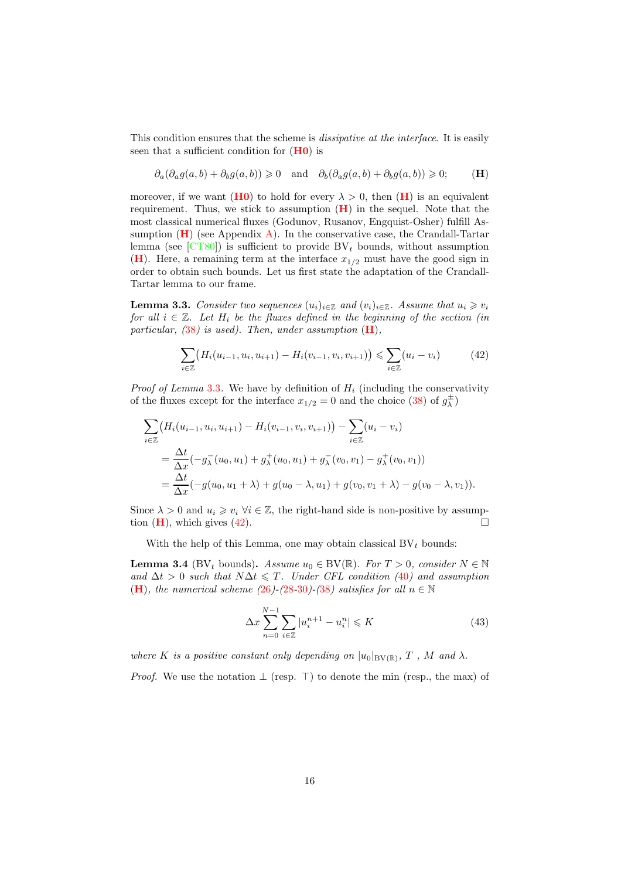This condition ensures that the scheme is *dissipative at the interface*. It is easily seen that a sufficient condition for (**H0**) is

$$\partial_a(\partial_a g(a,b) + \partial_b g(a,b)) \geqslant 0 \quad \text{and} \quad \partial_b(\partial_a g(a,b) + \partial_b g(a,b)) \geqslant 0; \qquad (\mathbf{H})$$

moreover, if we want (**H0**) to hold for every $\lambda > 0$, then (**H**) is an equivalent requirement. Thus, we stick to assumption (**H**) in the sequel. Note that the most classical numerical fluxes (Godunov, Rusanov, Engquist-Osher) fulfill Assumption (**H**) (see Appendix A). In the conservative case, the Crandall-Tartar lemma (see [CT80]) is sufficient to provide $\mathrm{BV}_t$ bounds, without assumption (**H**). Here, a remaining term at the interface $x_{1/2}$ must have the good sign in order to obtain such bounds. Let us first state the adaptation of the Crandall-Tartar lemma to our frame.

**Lemma 3.3.** *Consider two sequences $(u_i)_{i\in\mathbb{Z}}$ and $(v_i)_{i\in\mathbb{Z}}$. Assume that $u_i \geqslant v_i$ for all $i \in \mathbb{Z}$. Let $H_i$ be the fluxes defined in the beginning of the section (in particular, (38) is used). Then, under assumption (**H**),*

$$\sum_{i\in\mathbb{Z}} \big(H_i(u_{i-1}, u_i, u_{i+1}) - H_i(v_{i-1}, v_i, v_{i+1})\big) \leqslant \sum_{i\in\mathbb{Z}} (u_i - v_i) \qquad (42)$$

*Proof of Lemma 3.3.* We have by definition of $H_i$ (including the conservativity of the fluxes except for the interface $x_{1/2} = 0$ and the choice (38) of $g_\lambda^\pm$)

$$\begin{aligned}
&\sum_{i\in\mathbb{Z}} \big(H_i(u_{i-1}, u_i, u_{i+1}) - H_i(v_{i-1}, v_i, v_{i+1})\big) - \sum_{i\in\mathbb{Z}} (u_i - v_i) \\
&\quad = \frac{\Delta t}{\Delta x}(-g_\lambda^-(u_0, u_1) + g_\lambda^+(u_0, u_1) + g_\lambda^-(v_0, v_1) - g_\lambda^+(v_0, v_1)) \\
&\quad = \frac{\Delta t}{\Delta x}(-g(u_0, u_1 + \lambda) + g(u_0 - \lambda, u_1) + g(v_0, v_1 + \lambda) - g(v_0 - \lambda, v_1)).
\end{aligned}$$

Since $\lambda > 0$ and $u_i \geqslant v_i \ \forall i \in \mathbb{Z}$, the right-hand side is non-positive by assumption (**H**), which gives (42). □

With the help of this Lemma, one may obtain classical $\mathrm{BV}_t$ bounds:

**Lemma 3.4** ($\mathrm{BV}_t$ bounds)**.** *Assume $u_0 \in \mathrm{BV}(\mathbb{R})$. For $T > 0$, consider $N \in \mathbb{N}$ and $\Delta t > 0$ such that $N\Delta t \leqslant T$. Under CFL condition (40) and assumption (**H**), the numerical scheme (26)-(28-30)-(38) satisfies for all $n \in \mathbb{N}$*

$$\Delta x \sum_{n=0}^{N-1} \sum_{i\in\mathbb{Z}} |u_i^{n+1} - u_i^n| \leqslant K \qquad (43)$$

*where $K$ is a positive constant only depending on $|u_0|_{\mathrm{BV}(\mathbb{R})}$, $T$ , $M$ and $\lambda$.*

*Proof.* We use the notation $\perp$ (resp. $\top$) to denote the min (resp., the max) of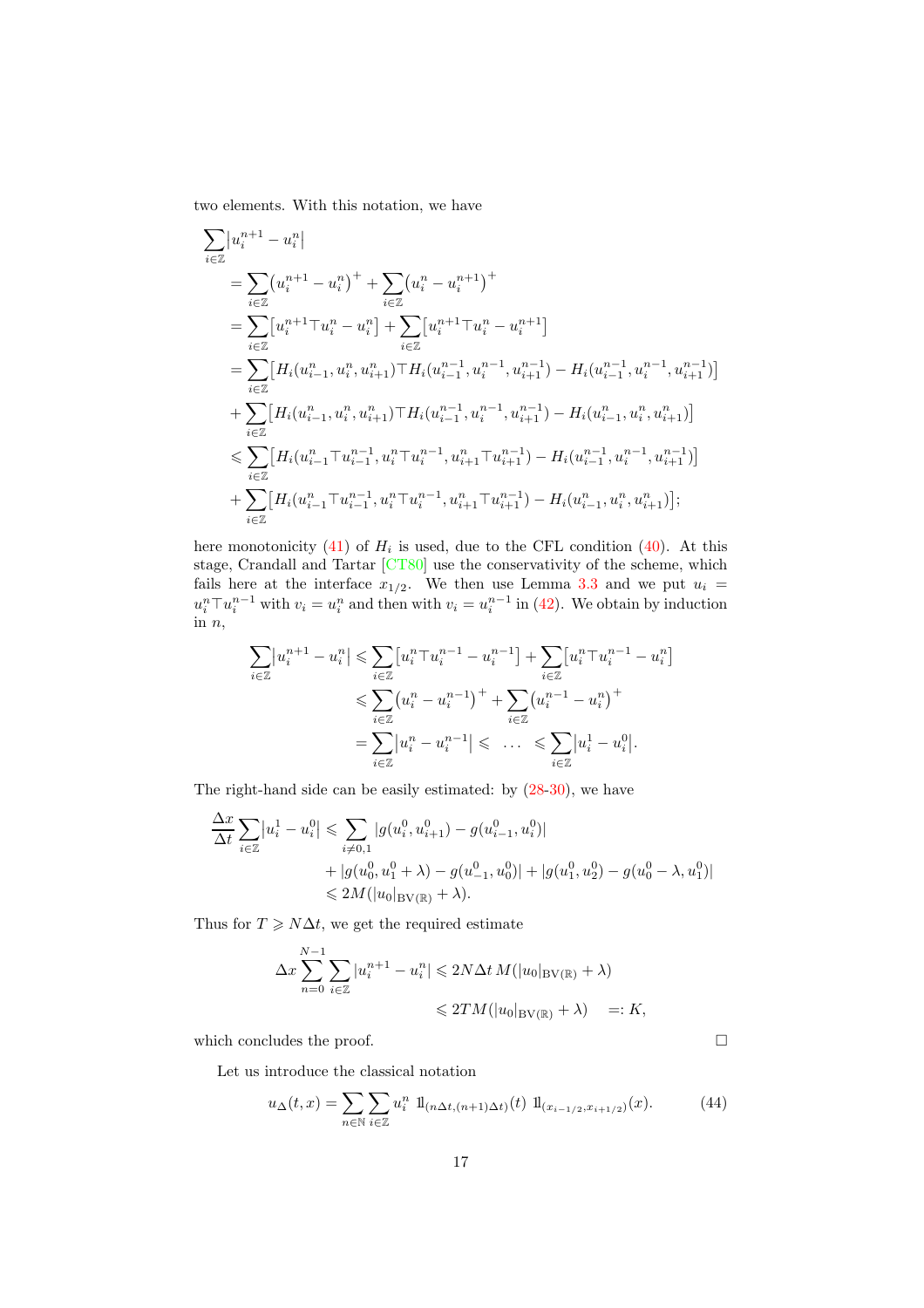two elements. With this notation, we have

$$
\begin{aligned}
\sum_{i\in\mathbb{Z}} & \big|u_i^{n+1} - u_i^n\big| \\
&= \sum_{i\in\mathbb{Z}} \big(u_i^{n+1} - u_i^n\big)^+ + \sum_{i\in\mathbb{Z}} \big(u_i^n - u_i^{n+1}\big)^+ \\
&= \sum_{i\in\mathbb{Z}} \big[u_i^{n+1} \top u_i^n - u_i^n\big] + \sum_{i\in\mathbb{Z}} \big[u_i^{n+1} \top u_i^n - u_i^{n+1}\big] \\
&= \sum_{i\in\mathbb{Z}} \big[H_i(u_{i-1}^n, u_i^n, u_{i+1}^n) \top H_i(u_{i-1}^{n-1}, u_i^{n-1}, u_{i+1}^{n-1}) - H_i(u_{i-1}^{n-1}, u_i^{n-1}, u_{i+1}^{n-1})\big] \\
&+ \sum_{i\in\mathbb{Z}} \big[H_i(u_{i-1}^n, u_i^n, u_{i+1}^n) \top H_i(u_{i-1}^{n-1}, u_i^{n-1}, u_{i+1}^{n-1}) - H_i(u_{i-1}^n, u_i^n, u_{i+1}^n)\big] \\
&\leqslant \sum_{i\in\mathbb{Z}} \big[H_i(u_{i-1}^n \top u_{i-1}^{n-1}, u_i^n \top u_i^{n-1}, u_{i+1}^n \top u_{i+1}^{n-1}) - H_i(u_{i-1}^{n-1}, u_i^{n-1}, u_{i+1}^{n-1})\big] \\
&+ \sum_{i\in\mathbb{Z}} \big[H_i(u_{i-1}^n \top u_{i-1}^{n-1}, u_i^n \top u_i^{n-1}, u_{i+1}^n \top u_{i+1}^{n-1}) - H_i(u_{i-1}^n, u_i^n, u_{i+1}^n)\big];
\end{aligned}
$$

here monotonicity (41) of $H_i$ is used, due to the CFL condition (40). At this stage, Crandall and Tartar [CT80] use the conservativity of the scheme, which fails here at the interface $x_{1/2}$. We then use Lemma 3.3 and we put $u_i = u_i^n \top u_i^{n-1}$ with $v_i = u_i^n$ and then with $v_i = u_i^{n-1}$ in (42). We obtain by induction in $n$,

$$
\begin{aligned}
\sum_{i\in\mathbb{Z}} \big|u_i^{n+1} - u_i^n\big| &\leqslant \sum_{i\in\mathbb{Z}} \big[u_i^n \top u_i^{n-1} - u_i^{n-1}\big] + \sum_{i\in\mathbb{Z}} \big[u_i^n \top u_i^{n-1} - u_i^n\big] \\
&\leqslant \sum_{i\in\mathbb{Z}} \big(u_i^n - u_i^{n-1}\big)^+ + \sum_{i\in\mathbb{Z}} \big(u_i^{n-1} - u_i^n\big)^+ \\
&= \sum_{i\in\mathbb{Z}} \big|u_i^n - u_i^{n-1}\big| \leqslant \ \dots \ \leqslant \sum_{i\in\mathbb{Z}} \big|u_i^1 - u_i^0\big|.
\end{aligned}
$$

The right-hand side can be easily estimated: by (28-30), we have

$$
\begin{aligned}
\frac{\Delta x}{\Delta t} \sum_{i\in\mathbb{Z}} \big|u_i^1 - u_i^0\big| &\leqslant \sum_{i\neq 0,1} |g(u_i^0, u_{i+1}^0) - g(u_{i-1}^0, u_i^0)| \\
&\quad + |g(u_0^0, u_1^0 + \lambda) - g(u_{-1}^0, u_0^0)| + |g(u_1^0, u_2^0) - g(u_0^0 - \lambda, u_1^0)| \\
&\leqslant 2M(|u_0|_{\mathrm{BV}(\mathbb{R})} + \lambda).
\end{aligned}
$$

Thus for $T \geqslant N\Delta t$, we get the required estimate

$$
\begin{aligned}
\Delta x \sum_{n=0}^{N-1} \sum_{i\in\mathbb{Z}} |u_i^{n+1} - u_i^n| &\leqslant 2N\Delta t\, M(|u_0|_{\mathrm{BV}(\mathbb{R})} + \lambda) \\
&\leqslant 2TM(|u_0|_{\mathrm{BV}(\mathbb{R})} + \lambda) \quad =: K,
\end{aligned}
$$

which concludes the proof. □

Let us introduce the classical notation

$$
u_\Delta(t,x) = \sum_{n\in\mathbb{N}} \sum_{i\in\mathbb{Z}} u_i^n \ \mathbb{1}_{(n\Delta t,(n+1)\Delta t)}(t) \ \mathbb{1}_{(x_{i-1/2},x_{i+1/2})}(x). \tag{44}
$$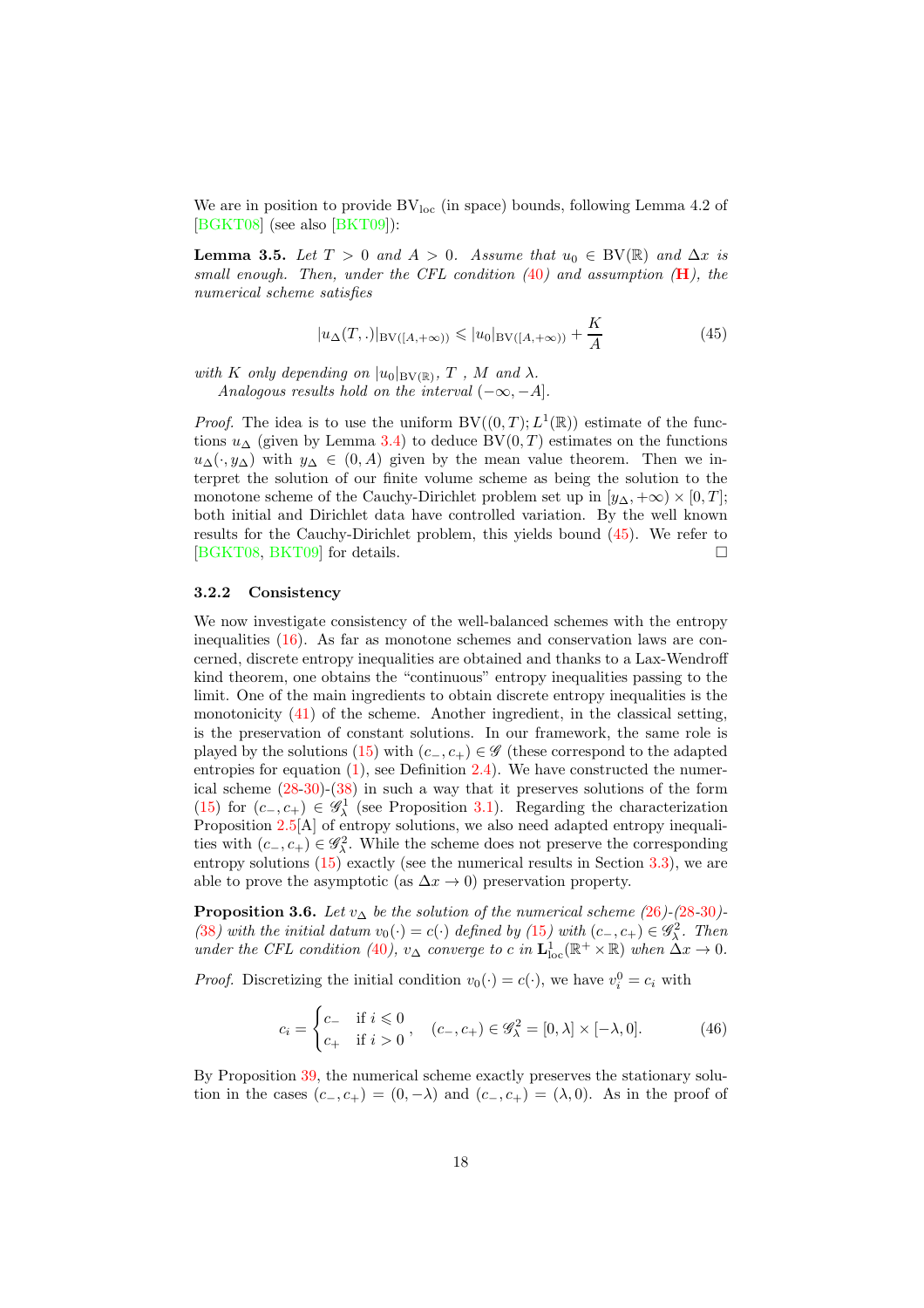We are in position to provide $\mathrm{BV}_{\mathrm{loc}}$ (in space) bounds, following Lemma 4.2 of [BGKT08] (see also [BKT09]):

**Lemma 3.5.** *Let $T > 0$ and $A > 0$. Assume that $u_0 \in \mathrm{BV}(\mathbb{R})$ and $\Delta x$ is small enough. Then, under the CFL condition (40) and assumption (**H**), the numerical scheme satisfies*

$$|u_\Delta(T, .)|_{\mathrm{BV}([A,+\infty))} \leqslant |u_0|_{\mathrm{BV}([A,+\infty))} + \frac{K}{A} \tag{45}$$

*with $K$ only depending on $|u_0|_{\mathrm{BV}(\mathbb{R})}$, $T$, $M$ and $\lambda$.*

*Analogous results hold on the interval $(-\infty, -A]$.*

*Proof.* The idea is to use the uniform $\mathrm{BV}((0,T); L^1(\mathbb{R}))$ estimate of the functions $u_\Delta$ (given by Lemma 3.4) to deduce $\mathrm{BV}(0,T)$ estimates on the functions $u_\Delta(\cdot, y_\Delta)$ with $y_\Delta \in (0, A)$ given by the mean value theorem. Then we interpret the solution of our finite volume scheme as being the solution to the monotone scheme of the Cauchy-Dirichlet problem set up in $[y_\Delta, +\infty) \times [0, T]$; both initial and Dirichlet data have controlled variation. By the well known results for the Cauchy-Dirichlet problem, this yields bound (45). We refer to [BGKT08, BKT09] for details. □

### 3.2.2 Consistency

We now investigate consistency of the well-balanced schemes with the entropy inequalities (16). As far as monotone schemes and conservation laws are concerned, discrete entropy inequalities are obtained and thanks to a Lax-Wendroff kind theorem, one obtains the "continuous" entropy inequalities passing to the limit. One of the main ingredients to obtain discrete entropy inequalities is the monotonicity (41) of the scheme. Another ingredient, in the classical setting, is the preservation of constant solutions. In our framework, the same role is played by the solutions (15) with $(c_-, c_+) \in \mathscr{G}$ (these correspond to the adapted entropies for equation (1), see Definition 2.4). We have constructed the numerical scheme (28-30)-(38) in such a way that it preserves solutions of the form (15) for $(c_-, c_+) \in \mathscr{G}^1_\lambda$ (see Proposition 3.1). Regarding the characterization Proposition 2.5[A] of entropy solutions, we also need adapted entropy inequalities with $(c_-, c_+) \in \mathscr{G}^2_\lambda$. While the scheme does not preserve the corresponding entropy solutions (15) exactly (see the numerical results in Section 3.3), we are able to prove the asymptotic (as $\Delta x \to 0$) preservation property.

**Proposition 3.6.** *Let $v_\Delta$ be the solution of the numerical scheme (26)-(28-30)-(38) with the initial datum $v_0(\cdot) = c(\cdot)$ defined by (15) with $(c_-, c_+) \in \mathscr{G}^2_\lambda$. Then under the CFL condition (40), $v_\Delta$ converge to $c$ in $\mathbf{L}^1_{\mathrm{loc}}(\mathbb{R}^+ \times \mathbb{R})$ when $\Delta x \to 0$.*

*Proof.* Discretizing the initial condition $v_0(\cdot) = c(\cdot)$, we have $v^0_i = c_i$ with

$$c_i = \begin{cases} c_- & \text{if } i \leqslant 0 \\ c_+ & \text{if } i > 0 \end{cases}, \quad (c_-, c_+) \in \mathscr{G}^2_\lambda = [0, \lambda] \times [-\lambda, 0]. \tag{46}$$

By Proposition 39, the numerical scheme exactly preserves the stationary solution in the cases $(c_-, c_+) = (0, -\lambda)$ and $(c_-, c_+) = (\lambda, 0)$. As in the proof of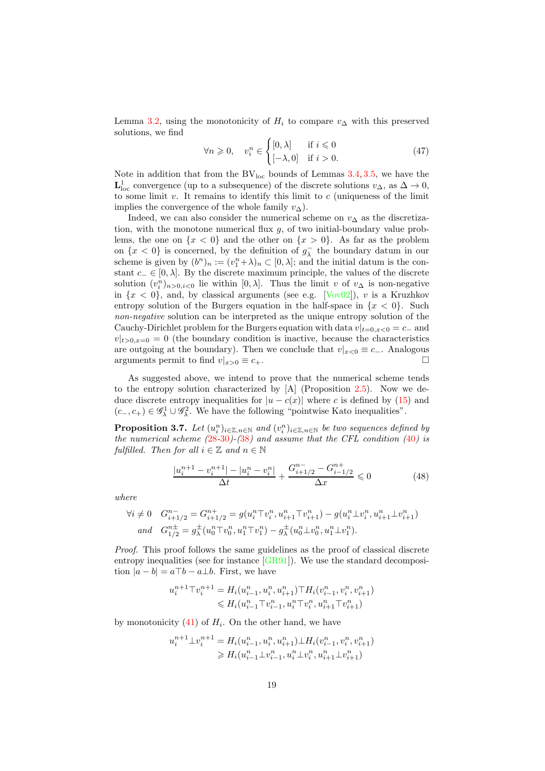Lemma 3.2, using the monotonicity of $H_i$ to compare $v_\Delta$ with this preserved solutions, we find

$$\forall n \geqslant 0, \quad v_i^n \in \begin{cases} [0,\lambda] & \text{if } i \leqslant 0 \\ [-\lambda, 0] & \text{if } i > 0. \end{cases} \tag{47}$$

Note in addition that from the $\mathrm{BV}_{\mathrm{loc}}$ bounds of Lemmas 3.4, 3.5, we have the $\mathbf{L}^1_{\mathrm{loc}}$ convergence (up to a subsequence) of the discrete solutions $v_\Delta$, as $\Delta \to 0$, to some limit $v$. It remains to identify this limit to $c$ (uniqueness of the limit implies the convergence of the whole family $v_\Delta$).

Indeed, we can also consider the numerical scheme on $v_\Delta$ as the discretization, with the monotone numerical flux $g$, of two initial-boundary value problems, the one on $\{x<0\}$ and the other on $\{x>0\}$. As far as the problem on $\{x<0\}$ is concerned, by the definition of $g^-_\lambda$ the boundary datum in our scheme is given by $(b^n)_n := (v_1^n+\lambda)_n \subset [0,\lambda]$; and the initial datum is the constant $c_- \in [0,\lambda]$. By the discrete maximum principle, the values of the discrete solution $(v_i^n)_{n>0,i<0}$ lie within $[0,\lambda]$. Thus the limit $v$ of $v_\Delta$ is non-negative in $\{x<0\}$, and, by classical arguments (see e.g. [Vov02]), $v$ is a Kruzhkov entropy solution of the Burgers equation in the half-space in $\{x<0\}$. Such *non-negative* solution can be interpreted as the unique entropy solution of the Cauchy-Dirichlet problem for the Burgers equation with data $v|_{t=0,x<0} = c_-$ and $v|_{t>0,x=0} = 0$ (the boundary condition is inactive, because the characteristics are outgoing at the boundary). Then we conclude that $v|_{x<0} \equiv c_-$. Analogous arguments permit to find $v|_{x>0} \equiv c_+$. □

As suggested above, we intend to prove that the numerical scheme tends to the entropy solution characterized by [A] (Proposition 2.5). Now we deduce discrete entropy inequalities for $|u - c(x)|$ where $c$ is defined by (15) and $(c_-,c_+) \in \mathscr{G}^1_\lambda \cup \mathscr{G}^2_\lambda$. We have the following "pointwise Kato inequalities".

**Proposition 3.7.** *Let $(u_i^n)_{i\in\mathbb{Z},n\in\mathbb{N}}$ and $(v_i^n)_{i\in\mathbb{Z},n\in\mathbb{N}}$ be two sequences defined by the numerical scheme (28-30)-(38) and assume that the CFL condition (40) is fulfilled. Then for all $i \in \mathbb{Z}$ and $n \in \mathbb{N}$*

$$\frac{|u_i^{n+1} - v_i^{n+1}| - |u_i^n - v_i^n|}{\Delta t} + \frac{G^{n-}_{i+1/2} - G^{n+}_{i-1/2}}{\Delta x} \leqslant 0 \tag{48}$$

*where*

$$\forall i \neq 0 \quad G^{n-}_{i+1/2} = G^{n+}_{i+1/2} = g(u_i^n \top v_i^n, u_{i+1}^n \top v_{i+1}^n) - g(u_i^n \bot v_i^n, u_{i+1}^n \bot v_{i+1}^n)$$
$$\text{and} \quad G^{n\pm}_{1/2} = g^\pm_\lambda(u_0^n \top v_0^n, u_1^n \top v_1^n) - g^\pm_\lambda(u_0^n \bot v_0^n, u_1^n \bot v_1^n).$$

*Proof.* This proof follows the same guidelines as the proof of classical discrete entropy inequalities (see for instance [GR91]). We use the standard decomposition $|a-b| = a \top b - a \bot b$. First, we have

$$\begin{aligned} u_i^{n+1} \top v_i^{n+1} &= H_i(u_{i-1}^n, u_i^n, u_{i+1}^n) \top H_i(v_{i-1}^n, v_i^n, v_{i+1}^n) \\ &\leqslant H_i(u_{i-1}^n \top v_{i-1}^n, u_i^n \top v_i^n, u_{i+1}^n \top v_{i+1}^n) \end{aligned}$$

by monotonicity (41) of $H_i$. On the other hand, we have

$$\begin{aligned} u_i^{n+1} \bot v_i^{n+1} &= H_i(u_{i-1}^n, u_i^n, u_{i+1}^n) \bot H_i(v_{i-1}^n, v_i^n, v_{i+1}^n) \\ &\geqslant H_i(u_{i-1}^n \bot v_{i-1}^n, u_i^n \bot v_i^n, u_{i+1}^n \bot v_{i+1}^n) \end{aligned}$$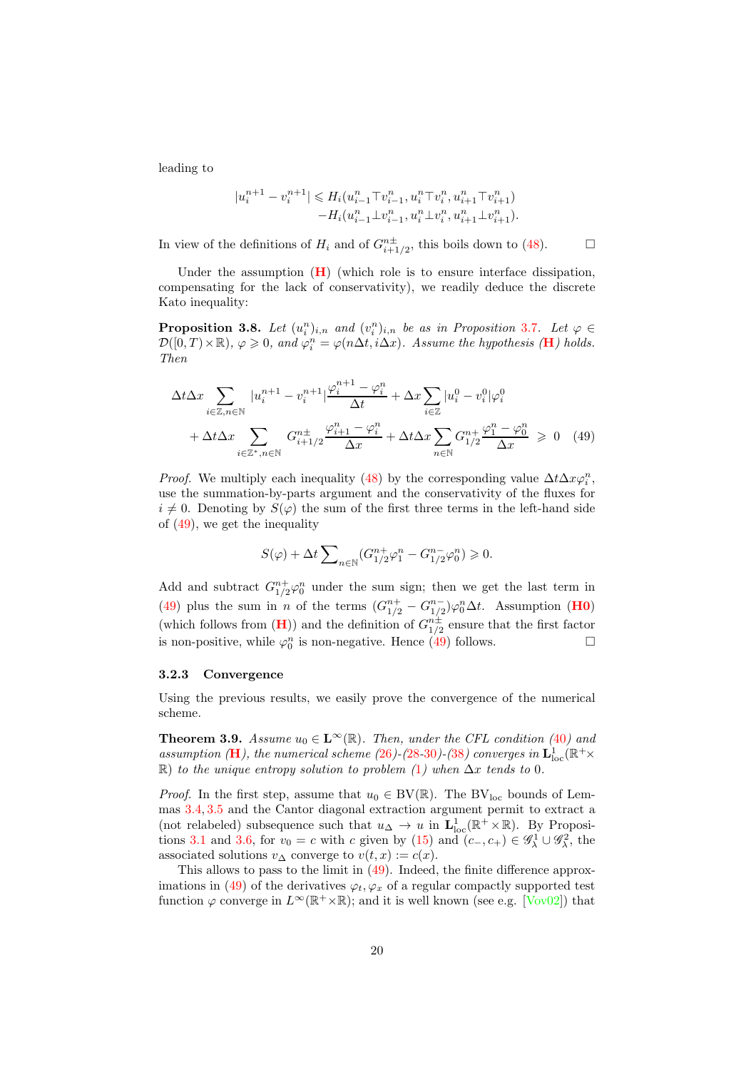leading to

$$|u_i^{n+1} - v_i^{n+1}| \leqslant H_i(u_{i-1}^n \top v_{i-1}^n, u_i^n \top v_i^n, u_{i+1}^n \top v_{i+1}^n) \\ -H_i(u_{i-1}^n \bot v_{i-1}^n, u_i^n \bot v_i^n, u_{i+1}^n \bot v_{i+1}^n).$$

In view of the definitions of $H_i$ and of $G_{i+1/2}^{n\pm}$, this boils down to (48). □

Under the assumption (**H**) (which role is to ensure interface dissipation, compensating for the lack of conservativity), we readily deduce the discrete Kato inequality:

**Proposition 3.8.** *Let $(u_i^n)_{i,n}$ and $(v_i^n)_{i,n}$ be as in Proposition 3.7. Let $\varphi \in \mathcal{D}([0,T)\times\mathbb{R})$, $\varphi \geqslant 0$, and $\varphi_i^n = \varphi(n\Delta t, i\Delta x)$. Assume the hypothesis (**H**) holds. Then*

$$\Delta t \Delta x \sum_{i\in\mathbb{Z}, n\in\mathbb{N}} |u_i^{n+1} - v_i^{n+1}| \frac{\varphi_i^{n+1} - \varphi_i^n}{\Delta t} + \Delta x \sum_{i\in\mathbb{Z}} |u_i^0 - v_i^0| \varphi_i^0 \\ + \Delta t \Delta x \sum_{i\in\mathbb{Z}^*, n\in\mathbb{N}} G_{i+1/2}^{n\pm} \frac{\varphi_{i+1}^n - \varphi_i^n}{\Delta x} + \Delta t \Delta x \sum_{n\in\mathbb{N}} G_{1/2}^{n+} \frac{\varphi_1^n - \varphi_0^n}{\Delta x} \;\geqslant\; 0 \quad (49)$$

*Proof.* We multiply each inequality (48) by the corresponding value $\Delta t \Delta x \varphi_i^n$, use the summation-by-parts argument and the conservativity of the fluxes for $i \neq 0$. Denoting by $S(\varphi)$ the sum of the first three terms in the left-hand side of (49), we get the inequality

$$S(\varphi) + \Delta t \sum_{n\in\mathbb{N}} (G_{1/2}^{n+} \varphi_1^n - G_{1/2}^{n-} \varphi_0^n) \geqslant 0.$$

Add and subtract $G_{1/2}^{n+}\varphi_0^n$ under the sum sign; then we get the last term in (49) plus the sum in $n$ of the terms $(G_{1/2}^{n+} - G_{1/2}^{n-})\varphi_0^n \Delta t$. Assumption (**H0**) (which follows from (**H**)) and the definition of $G_{1/2}^{n\pm}$ ensure that the first factor is non-positive, while $\varphi_0^n$ is non-negative. Hence (49) follows. □

### 3.2.3 Convergence

Using the previous results, we easily prove the convergence of the numerical scheme.

**Theorem 3.9.** *Assume $u_0 \in \mathbf{L}^\infty(\mathbb{R})$. Then, under the CFL condition (40) and assumption (**H**), the numerical scheme (26)-(28-30)-(38) converges in $\mathbf{L}^1_{\text{loc}}(\mathbb{R}^+\times\mathbb{R})$ to the unique entropy solution to problem (1) when $\Delta x$ tends to 0.*

*Proof.* In the first step, assume that $u_0 \in \text{BV}(\mathbb{R})$. The $\text{BV}_{\text{loc}}$ bounds of Lemmas 3.4, 3.5 and the Cantor diagonal extraction argument permit to extract a (not relabeled) subsequence such that $u_\Delta \to u$ in $\mathbf{L}^1_{\text{loc}}(\mathbb{R}^+\times\mathbb{R})$. By Propositions 3.1 and 3.6, for $v_0 = c$ with $c$ given by (15) and $(c_-, c_+) \in \mathscr{G}_\lambda^1 \cup \mathscr{G}_\lambda^2$, the associated solutions $v_\Delta$ converge to $v(t,x) := c(x)$.

This allows to pass to the limit in (49). Indeed, the finite difference approximations in (49) of the derivatives $\varphi_t, \varphi_x$ of a regular compactly supported test function $\varphi$ converge in $L^\infty(\mathbb{R}^+\times\mathbb{R})$; and it is well known (see e.g. [Vov02]) that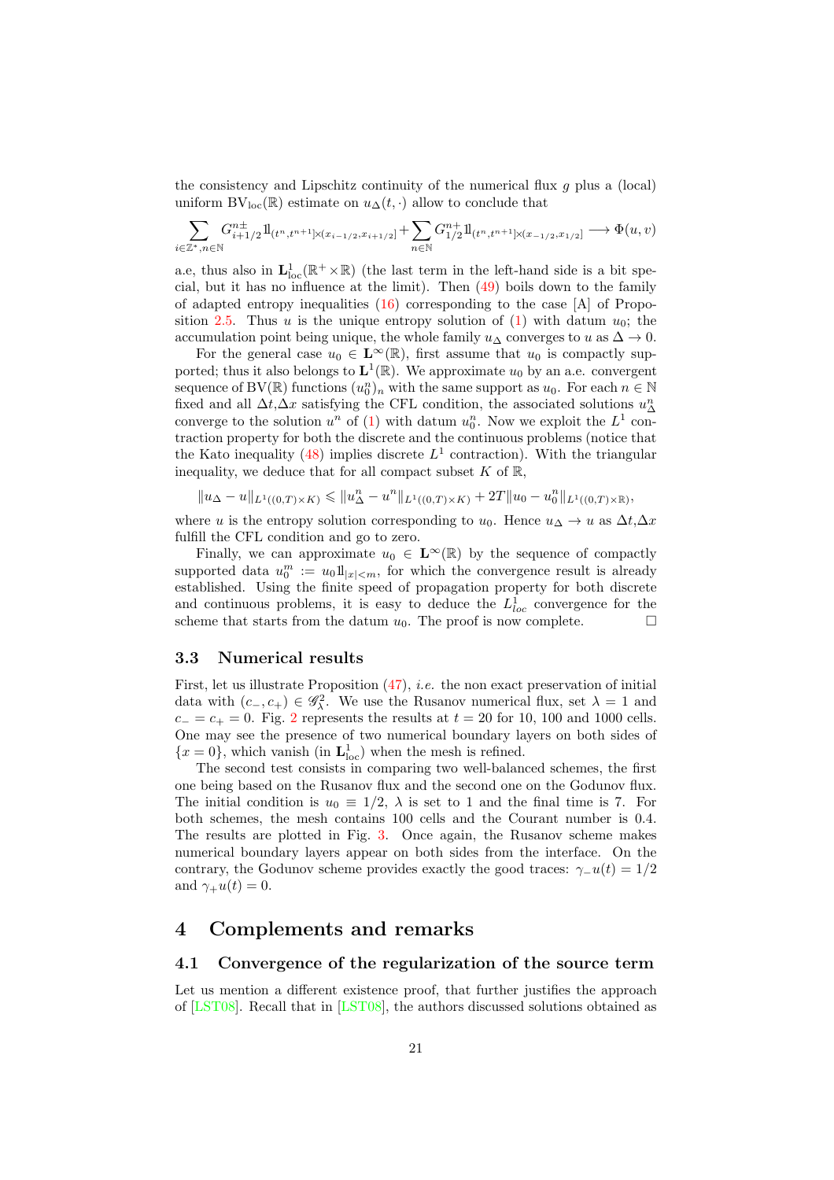the consistency and Lipschitz continuity of the numerical flux $g$ plus a (local) uniform $\mathrm{BV}_{\mathrm{loc}}(\mathbb{R})$ estimate on $u_\Delta(t,\cdot)$ allow to conclude that

$$\sum_{i\in\mathbb{Z}^*,n\in\mathbb{N}} G^{n\pm}_{i+1/2}1\!\!1_{(t^n,t^{n+1}]\times(x_{i-1/2},x_{i+1/2}]}+\sum_{n\in\mathbb{N}} G^{n+}_{1/2}1\!\!1_{(t^n,t^{n+1}]\times(x_{-1/2},x_{1/2}]}\longrightarrow \Phi(u,v)$$

a.e, thus also in $\mathbf{L}^1_{\mathrm{loc}}(\mathbb{R}^+\times\mathbb{R})$ (the last term in the left-hand side is a bit special, but it has no influence at the limit). Then (49) boils down to the family of adapted entropy inequalities (16) corresponding to the case [A] of Proposition 2.5. Thus $u$ is the unique entropy solution of (1) with datum $u_0$; the accumulation point being unique, the whole family $u_\Delta$ converges to $u$ as $\Delta\to 0$.

For the general case $u_0\in\mathbf{L}^\infty(\mathbb{R})$, first assume that $u_0$ is compactly supported; thus it also belongs to $\mathbf{L}^1(\mathbb{R})$. We approximate $u_0$ by an a.e. convergent sequence of $\mathrm{BV}(\mathbb{R})$ functions $(u_0^n)_n$ with the same support as $u_0$. For each $n\in\mathbb{N}$ fixed and all $\Delta t$,$\Delta x$ satisfying the CFL condition, the associated solutions $u^n_\Delta$ converge to the solution $u^n$ of (1) with datum $u_0^n$. Now we exploit the $L^1$ contraction property for both the discrete and the continuous problems (notice that the Kato inequality (48) implies discrete $L^1$ contraction). With the triangular inequality, we deduce that for all compact subset $K$ of $\mathbb{R}$,

$$\|u_\Delta-u\|_{L^1((0,T)\times K)}\leqslant \|u^n_\Delta-u^n\|_{L^1((0,T)\times K)}+2T\|u_0-u_0^n\|_{L^1((0,T)\times\mathbb{R})},$$

where $u$ is the entropy solution corresponding to $u_0$. Hence $u_\Delta\to u$ as $\Delta t$,$\Delta x$ fulfill the CFL condition and go to zero.

Finally, we can approximate $u_0\in\mathbf{L}^\infty(\mathbb{R})$ by the sequence of compactly supported data $u_0^m:=u_0 1\!\!1_{|x|<m}$, for which the convergence result is already established. Using the finite speed of propagation property for both discrete and continuous problems, it is easy to deduce the $L^1_{loc}$ convergence for the scheme that starts from the datum $u_0$. The proof is now complete. □

### 3.3 Numerical results

First, let us illustrate Proposition (47), *i.e.* the non exact preservation of initial data with $(c_-,c_+)\in\mathscr{G}^2_\lambda$. We use the Rusanov numerical flux, set $\lambda=1$ and $c_-=c_+=0$. Fig. 2 represents the results at $t=20$ for 10, 100 and 1000 cells. One may see the presence of two numerical boundary layers on both sides of $\{x=0\}$, which vanish (in $\mathbf{L}^1_{\mathrm{loc}}$) when the mesh is refined.

The second test consists in comparing two well-balanced schemes, the first one being based on the Rusanov flux and the second one on the Godunov flux. The initial condition is $u_0\equiv 1/2$, $\lambda$ is set to 1 and the final time is 7. For both schemes, the mesh contains 100 cells and the Courant number is 0.4. The results are plotted in Fig. 3. Once again, the Rusanov scheme makes numerical boundary layers appear on both sides from the interface. On the contrary, the Godunov scheme provides exactly the good traces: $\gamma_-u(t)=1/2$ and $\gamma_+u(t)=0$.

## 4 Complements and remarks

### 4.1 Convergence of the regularization of the source term

Let us mention a different existence proof, that further justifies the approach of [LST08]. Recall that in [LST08], the authors discussed solutions obtained as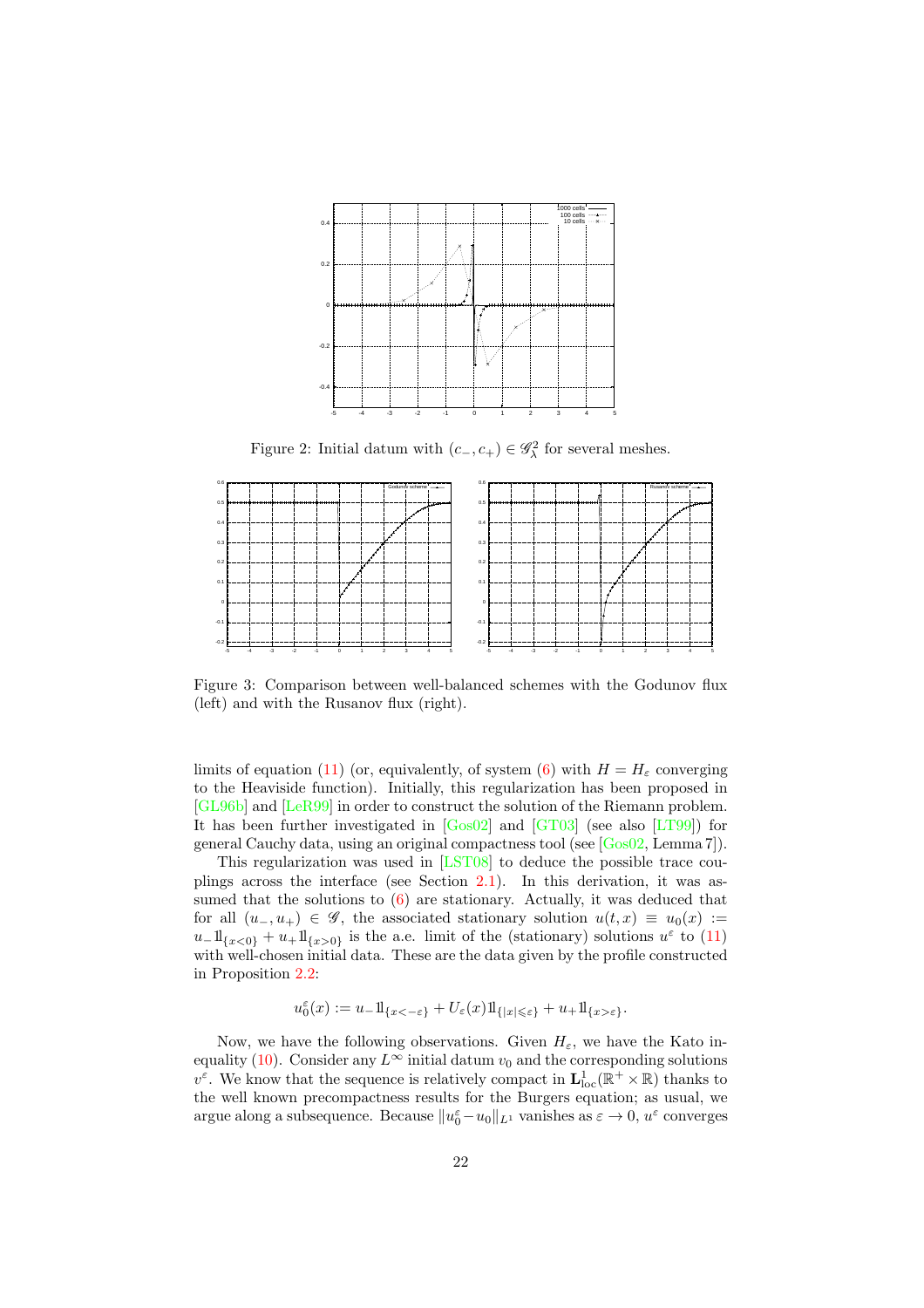Figure 2: Initial datum with $(c_-, c_+) \in \mathscr{G}^2_\lambda$ for several meshes.

Figure 3: Comparison between well-balanced schemes with the Godunov flux (left) and with the Rusanov flux (right).

limits of equation (11) (or, equivalently, of system (6) with $H = H_\varepsilon$ converging to the Heaviside function). Initially, this regularization has been proposed in [GL96b] and [LeR99] in order to construct the solution of the Riemann problem. It has been further investigated in [Gos02] and [GT03] (see also [LT99]) for general Cauchy data, using an original compactness tool (see [Gos02, Lemma 7]).

This regularization was used in [LST08] to deduce the possible trace couplings across the interface (see Section 2.1). In this derivation, it was assumed that the solutions to (6) are stationary. Actually, it was deduced that for all $(u_-, u_+) \in \mathscr{G}$, the associated stationary solution $u(t,x) \equiv u_0(x) := u_- 1\!\!1_{\{x<0\}} + u_+ 1\!\!1_{\{x>0\}}$ is the a.e. limit of the (stationary) solutions $u^\varepsilon$ to (11) with well-chosen initial data. These are the data given by the profile constructed in Proposition 2.2:

$$u_0^\varepsilon(x) := u_- 1\!\!1_{\{x<-\varepsilon\}} + U_\varepsilon(x) 1\!\!1_{\{|x|\leqslant\varepsilon\}} + u_+ 1\!\!1_{\{x>\varepsilon\}}.$$

Now, we have the following observations. Given $H_\varepsilon$, we have the Kato inequality (10). Consider any $L^\infty$ initial datum $v_0$ and the corresponding solutions $v^\varepsilon$. We know that the sequence is relatively compact in $\mathbf{L}^1_{\mathrm{loc}}(\mathbb{R}^+ \times \mathbb{R})$ thanks to the well known precompactness results for the Burgers equation; as usual, we argue along a subsequence. Because $\|u_0^\varepsilon - u_0\|_{L^1}$ vanishes as $\varepsilon \to 0$, $u^\varepsilon$ converges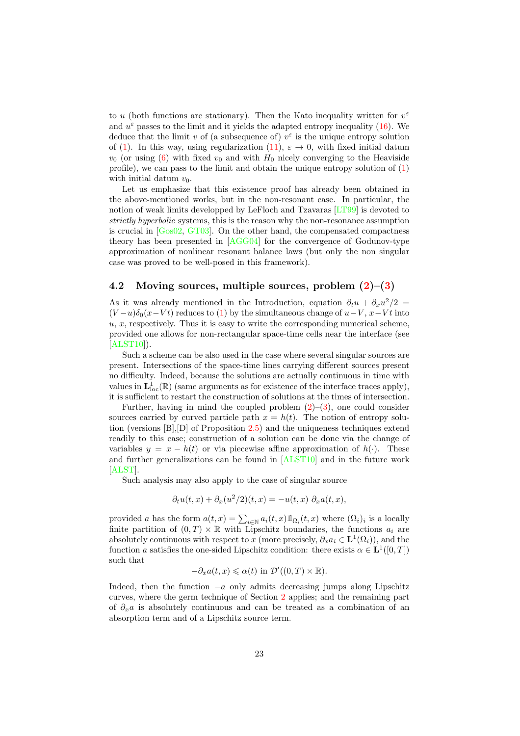to $u$ (both functions are stationary). Then the Kato inequality written for $v^\varepsilon$ and $u^\varepsilon$ passes to the limit and it yields the adapted entropy inequality (16). We deduce that the limit $v$ of (a subsequence of) $v^\varepsilon$ is the unique entropy solution of (1). In this way, using regularization (11), $\varepsilon \to 0$, with fixed initial datum $v_0$ (or using (6) with fixed $v_0$ and with $H_0$ nicely converging to the Heaviside profile), we can pass to the limit and obtain the unique entropy solution of (1) with initial datum $v_0$.

Let us emphasize that this existence proof has already been obtained in the above-mentioned works, but in the non-resonant case. In particular, the notion of weak limits developped by LeFloch and Tzavaras [LT99] is devoted to *strictly hyperbolic* systems, this is the reason why the non-resonance assumption is crucial in [Gos02, GT03]. On the other hand, the compensated compactness theory has been presented in [AGG04] for the convergence of Godunov-type approximation of nonlinear resonant balance laws (but only the non singular case was proved to be well-posed in this framework).

## 4.2 Moving sources, multiple sources, problem (2)–(3)

As it was already mentioned in the Introduction, equation $\partial_t u + \partial_x u^2/2 = (V-u)\delta_0(x-Vt)$ reduces to (1) by the simultaneous change of $u-V$, $x-Vt$ into $u$, $x$, respectively. Thus it is easy to write the corresponding numerical scheme, provided one allows for non-rectangular space-time cells near the interface (see [ALST10]).

Such a scheme can be also used in the case where several singular sources are present. Intersections of the space-time lines carrying different sources present no difficulty. Indeed, because the solutions are actually continuous in time with values in $\mathbf{L}^1_{\rm loc}(\mathbb{R})$ (same arguments as for existence of the interface traces apply), it is sufficient to restart the construction of solutions at the times of intersection.

Further, having in mind the coupled problem (2)–(3), one could consider sources carried by curved particle path $x = h(t)$. The notion of entropy solution (versions [B],[D] of Proposition 2.5) and the uniqueness techniques extend readily to this case; construction of a solution can be done via the change of variables $y = x - h(t)$ or via piecewise affine approximation of $h(\cdot)$. These and further generalizations can be found in [ALST10] and in the future work [ALST].

Such analysis may also apply to the case of singular source

$$\partial_t u(t,x) + \partial_x (u^2/2)(t,x) = -u(t,x)\; \partial_x a(t,x),$$

provided $a$ has the form $a(t,x) = \sum_{i\in\mathbb{N}} a_i(t,x) 1\!\!1_{\Omega_i}(t,x)$ where $(\Omega_i)_i$ is a locally finite partition of $(0,T)\times\mathbb{R}$ with Lipschitz boundaries, the functions $a_i$ are absolutely continuous with respect to $x$ (more precisely, $\partial_x a_i \in \mathbf{L}^1(\Omega_i)$), and the function $a$ satisfies the one-sided Lipschitz condition: there exists $\alpha \in \mathbf{L}^1([0,T])$ such that

$$-\partial_x a(t,x) \leqslant \alpha(t) \text{ in } \mathcal{D}'((0,T)\times\mathbb{R}).$$

Indeed, then the function $-a$ only admits decreasing jumps along Lipschitz curves, where the germ technique of Section 2 applies; and the remaining part of $\partial_x a$ is absolutely continuous and can be treated as a combination of an absorption term and of a Lipschitz source term.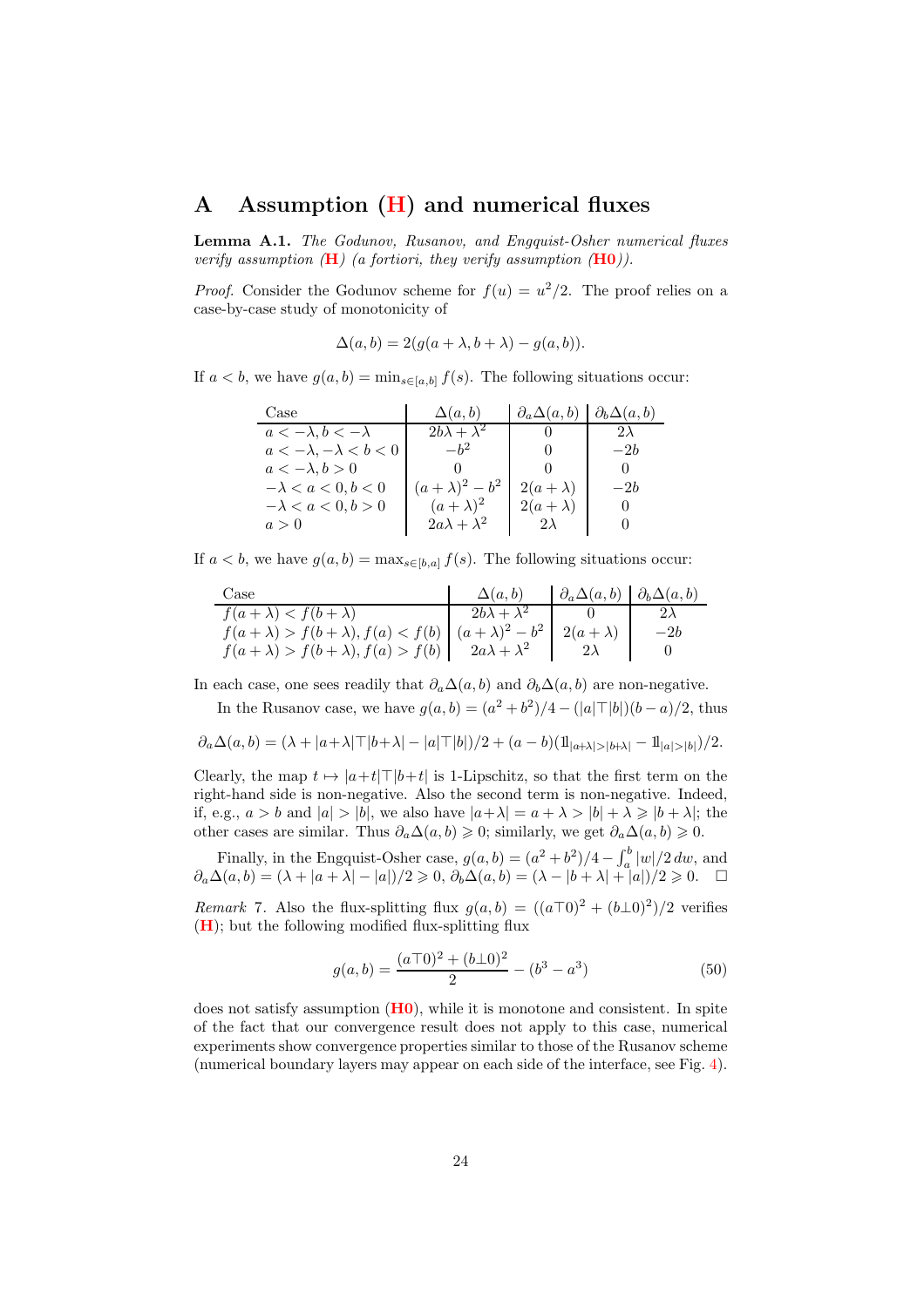# A Assumption (H) and numerical fluxes

**Lemma A.1.** *The Godunov, Rusanov, and Engquist-Osher numerical fluxes verify assumption (H) (a fortiori, they verify assumption (H0)).*

*Proof.* Consider the Godunov scheme for $f(u) = u^2/2$. The proof relies on a case-by-case study of monotonicity of

$$\Delta(a, b) = 2(g(a + \lambda, b + \lambda) - g(a, b)).$$

If $a < b$, we have $g(a, b) = \min_{s\in[a,b]} f(s)$. The following situations occur:

| Case | $\Delta(a, b)$ | $\partial_a \Delta(a, b)$ | $\partial_b \Delta(a, b)$ |
|---|---|---|---|
| $a < -\lambda, b < -\lambda$ | $2b\lambda + \lambda^2$ | $0$ | $2\lambda$ |
| $a < -\lambda, -\lambda < b < 0$ | $-b^2$ | $0$ | $-2b$ |
| $a < -\lambda, b > 0$ | $0$ | $0$ | $0$ |
| $-\lambda < a < 0, b < 0$ | $(a + \lambda)^2 - b^2$ | $2(a + \lambda)$ | $-2b$ |
| $-\lambda < a < 0, b > 0$ | $(a + \lambda)^2$ | $2(a + \lambda)$ | $0$ |
| $a > 0$ | $2a\lambda + \lambda^2$ | $2\lambda$ | $0$ |

If $a < b$, we have $g(a, b) = \max_{s\in[b,a]} f(s)$. The following situations occur:

| Case | $\Delta(a, b)$ | $\partial_a \Delta(a, b)$ | $\partial_b \Delta(a, b)$ |
|---|---|---|---|
| $f(a + \lambda) < f(b + \lambda)$ | $2b\lambda + \lambda^2$ | $0$ | $2\lambda$ |
| $f(a + \lambda) > f(b + \lambda), f(a) < f(b)$ | $(a + \lambda)^2 - b^2$ | $2(a + \lambda)$ | $-2b$ |
| $f(a + \lambda) > f(b + \lambda), f(a) > f(b)$ | $2a\lambda + \lambda^2$ | $2\lambda$ | $0$ |

In each case, one sees readily that $\partial_a \Delta(a, b)$ and $\partial_b \Delta(a, b)$ are non-negative.

In the Rusanov case, we have $g(a, b) = (a^2 + b^2)/4 - (|a|\top|b|)(b - a)/2$, thus

$$\partial_a \Delta(a, b) = (\lambda + |a+\lambda|\top|b+\lambda| - |a|\top|b|)/2 + (a - b)(1\!\!1_{|a+\lambda|>|b+\lambda|} - 1\!\!1_{|a|>|b|})/2.$$

Clearly, the map $t \mapsto |a+t|\top|b+t|$ is 1-Lipschitz, so that the first term on the right-hand side is non-negative. Also the second term is non-negative. Indeed, if, e.g., $a > b$ and $|a| > |b|$, we also have $|a+\lambda| = a + \lambda > |b| + \lambda \geqslant |b + \lambda|$; the other cases are similar. Thus $\partial_a \Delta(a, b) \geqslant 0$; similarly, we get $\partial_a \Delta(a, b) \geqslant 0$.

Finally, in the Engquist-Osher case, $g(a, b) = (a^2 + b^2)/4 - \int_a^b |w|/2\, dw$, and $\partial_a \Delta(a, b) = (\lambda + |a + \lambda| - |a|)/2 \geqslant 0$, $\partial_b \Delta(a, b) = (\lambda - |b + \lambda| + |a|)/2 \geqslant 0$. $\square$

*Remark* 7. Also the flux-splitting flux $g(a, b) = ((a\top 0)^2 + (b\bot 0)^2)/2$ verifies (H); but the following modified flux-splitting flux

$$g(a, b) = \frac{(a\top 0)^2 + (b\bot 0)^2}{2} - (b^3 - a^3) \tag{50}$$

does not satisfy assumption (H0), while it is monotone and consistent. In spite of the fact that our convergence result does not apply to this case, numerical experiments show convergence properties similar to those of the Rusanov scheme (numerical boundary layers may appear on each side of the interface, see Fig. 4).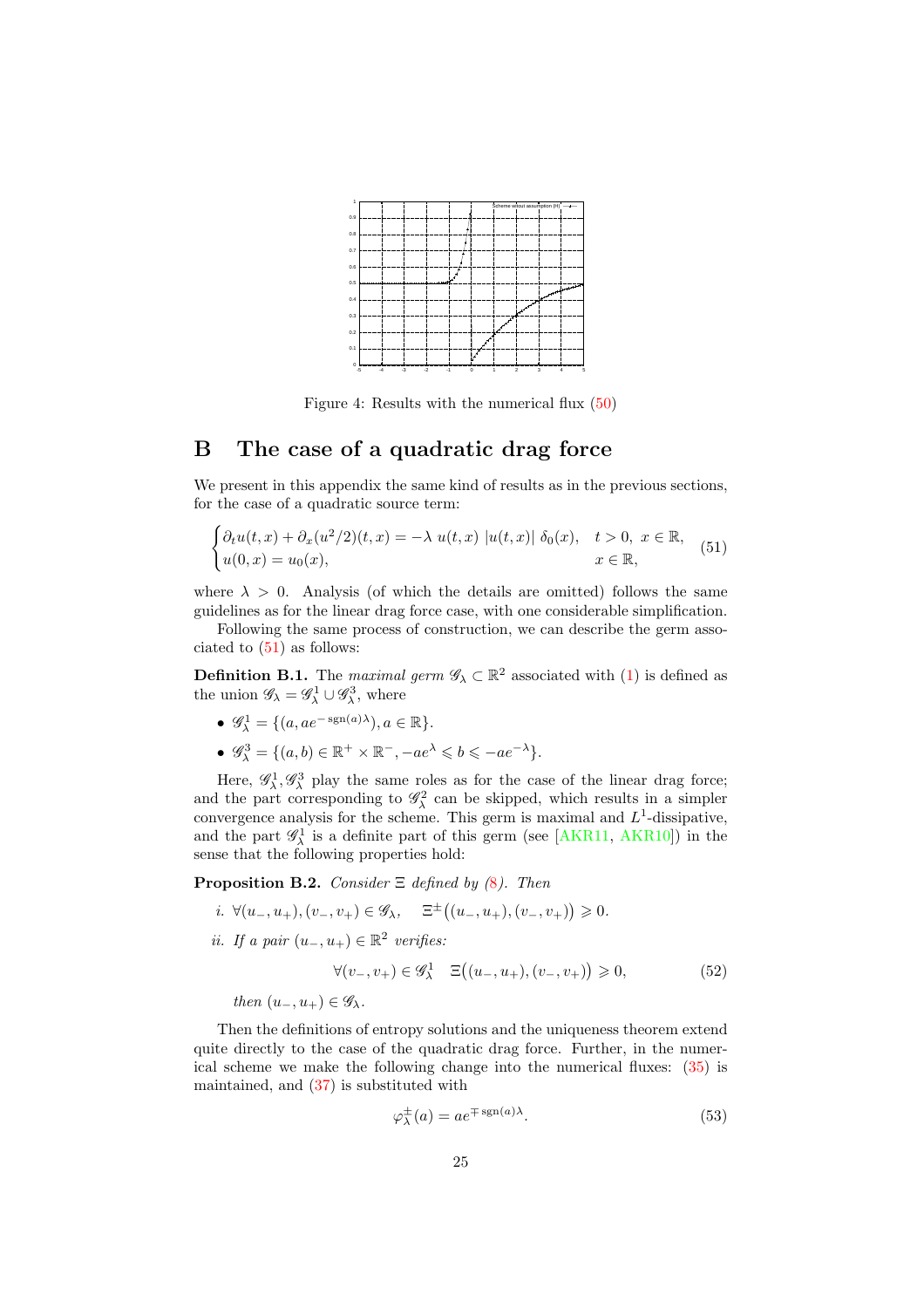Figure 4: Results with the numerical flux (50)

# B The case of a quadratic drag force

We present in this appendix the same kind of results as in the previous sections, for the case of a quadratic source term:

$$\begin{cases} \partial_t u(t,x) + \partial_x (u^2/2)(t,x) = -\lambda \ u(t,x) \ |u(t,x)| \ \delta_0(x), & t>0, \ x \in \mathbb{R}, \\ u(0,x) = u_0(x), & x \in \mathbb{R}, \end{cases} \tag{51}$$

where $\lambda > 0$. Analysis (of which the details are omitted) follows the same guidelines as for the linear drag force case, with one considerable simplification.

Following the same process of construction, we can describe the germ associated to (51) as follows:

**Definition B.1.** The *maximal germ* $\mathscr{G}_\lambda \subset \mathbb{R}^2$ associated with (1) is defined as the union $\mathscr{G}_\lambda = \mathscr{G}_\lambda^1 \cup \mathscr{G}_\lambda^3$, where

- $\mathscr{G}_\lambda^1 = \{(a, ae^{-\operatorname{sgn}(a)\lambda}), a \in \mathbb{R}\}$.
- $\mathscr{G}_\lambda^3 = \{(a,b) \in \mathbb{R}^+ \times \mathbb{R}^-, -ae^{\lambda} \leqslant b \leqslant -ae^{-\lambda}\}$.

Here, $\mathscr{G}_\lambda^1, \mathscr{G}_\lambda^3$ play the same roles as for the case of the linear drag force; and the part corresponding to $\mathscr{G}_\lambda^2$ can be skipped, which results in a simpler convergence analysis for the scheme. This germ is maximal and $L^1$-dissipative, and the part $\mathscr{G}_\lambda^1$ is a definite part of this germ (see [AKR11, AKR10]) in the sense that the following properties hold:

**Proposition B.2.** *Consider $\Xi$ defined by (8). Then*

*i.* $\forall (u_-, u_+), (v_-, v_+) \in \mathscr{G}_\lambda, \quad \Xi^{\pm}\big((u_-, u_+), (v_-, v_+)\big) \geqslant 0.$

*ii. If a pair $(u_-, u_+) \in \mathbb{R}^2$ verifies:*

$$\forall (v_-, v_+) \in \mathscr{G}_\lambda^1 \quad \Xi\big((u_-, u_+), (v_-, v_+)\big) \geqslant 0, \tag{52}$$

*then $(u_-, u_+) \in \mathscr{G}_\lambda$.*

Then the definitions of entropy solutions and the uniqueness theorem extend quite directly to the case of the quadratic drag force. Further, in the numerical scheme we make the following change into the numerical fluxes: (35) is maintained, and (37) is substituted with

$$\varphi_\lambda^{\pm}(a) = ae^{\mp \operatorname{sgn}(a)\lambda}. \tag{53}$$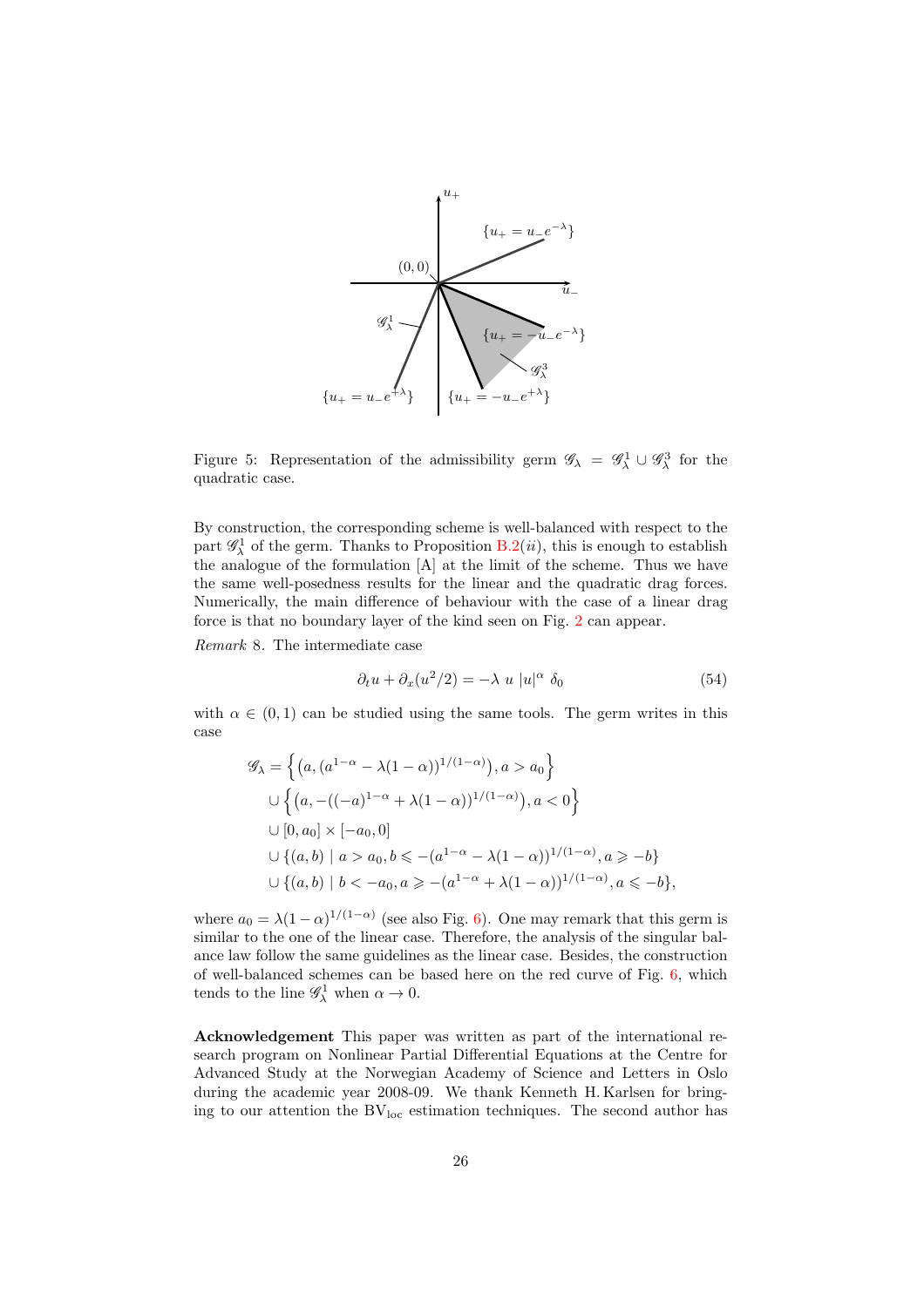Figure 5: Representation of the admissibility germ $\mathscr{G}_\lambda = \mathscr{G}_\lambda^1 \cup \mathscr{G}_\lambda^3$ for the quadratic case.

By construction, the corresponding scheme is well-balanced with respect to the part $\mathscr{G}_\lambda^1$ of the germ. Thanks to Proposition B.2(*ii*), this is enough to establish the analogue of the formulation [A] at the limit of the scheme. Thus we have the same well-posedness results for the linear and the quadratic drag forces. Numerically, the main difference of behaviour with the case of a linear drag force is that no boundary layer of the kind seen on Fig. 2 can appear.

*Remark* 8. The intermediate case

$$\partial_t u + \partial_x(u^2/2) = -\lambda \; u \; |u|^\alpha \; \delta_0 \tag{54}$$

with $\alpha \in (0,1)$ can be studied using the same tools. The germ writes in this case

$$\begin{aligned}
\mathscr{G}_\lambda = & \left\{ \left(a, (a^{1-\alpha} - \lambda(1-\alpha))^{1/(1-\alpha)}\right), a > a_0 \right\} \\
& \cup \left\{ \left(a, -((-a)^{1-\alpha} + \lambda(1-\alpha))^{1/(1-\alpha)}\right), a < 0 \right\} \\
& \cup [0, a_0] \times [-a_0, 0] \\
& \cup \{(a,b) \mid a > a_0, b \leqslant -(a^{1-\alpha} - \lambda(1-\alpha))^{1/(1-\alpha)}, a \geqslant -b\} \\
& \cup \{(a,b) \mid b < -a_0, a \geqslant -(a^{1-\alpha} + \lambda(1-\alpha))^{1/(1-\alpha)}, a \leqslant -b\},
\end{aligned}$$

where $a_0 = \lambda(1-\alpha)^{1/(1-\alpha)}$ (see also Fig. 6). One may remark that this germ is similar to the one of the linear case. Therefore, the analysis of the singular balance law follow the same guidelines as the linear case. Besides, the construction of well-balanced schemes can be based here on the red curve of Fig. 6, which tends to the line $\mathscr{G}_\lambda^1$ when $\alpha \to 0$.

**Acknowledgement** This paper was written as part of the international research program on Nonlinear Partial Differential Equations at the Centre for Advanced Study at the Norwegian Academy of Science and Letters in Oslo during the academic year 2008-09. We thank Kenneth H. Karlsen for bringing to our attention the $\mathrm{BV}_{\mathrm{loc}}$ estimation techniques. The second author has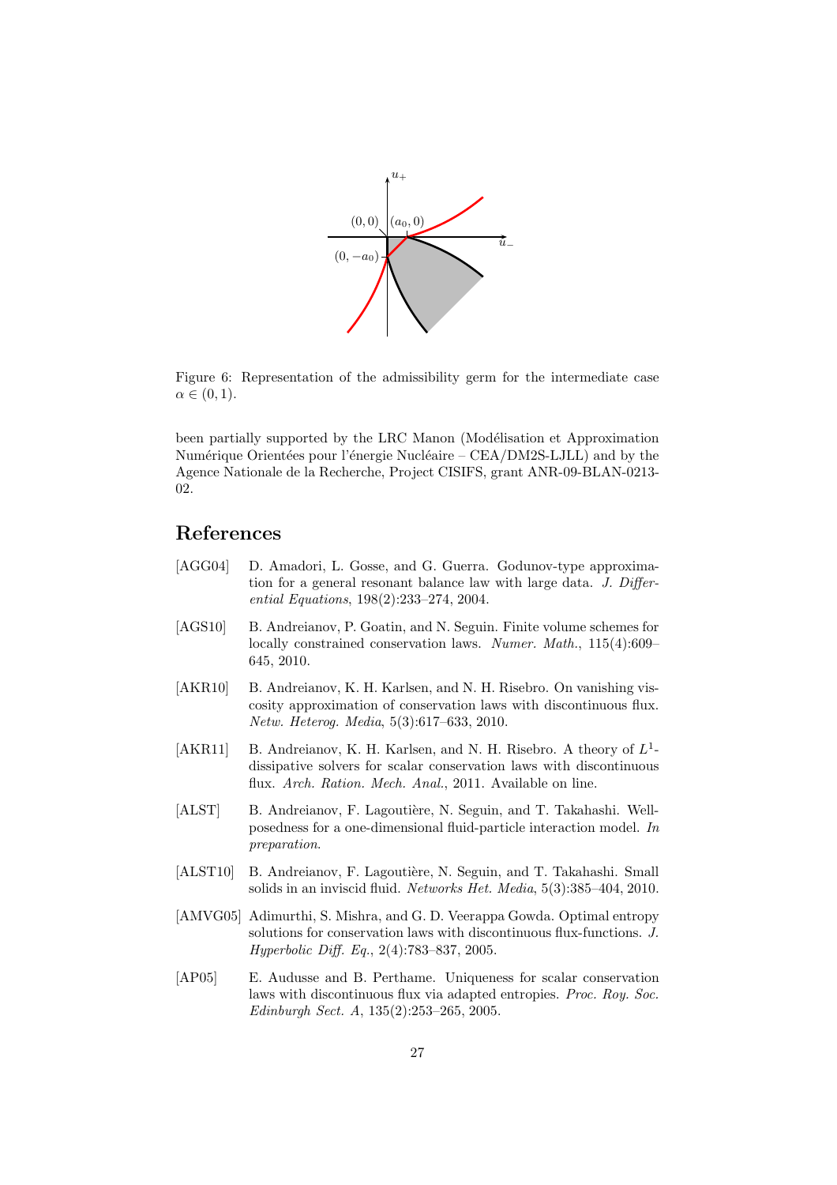Figure 6: Representation of the admissibility germ for the intermediate case $\alpha \in (0, 1)$.

been partially supported by the LRC Manon (Modélisation et Approximation Numérique Orientées pour l'énergie Nucléaire – CEA/DM2S-LJLL) and by the Agence Nationale de la Recherche, Project CISIFS, grant ANR-09-BLAN-0213-02.

## References

[AGG04] D. Amadori, L. Gosse, and G. Guerra. Godunov-type approximation for a general resonant balance law with large data. *J. Differential Equations*, 198(2):233–274, 2004.

[AGS10] B. Andreianov, P. Goatin, and N. Seguin. Finite volume schemes for locally constrained conservation laws. *Numer. Math.*, 115(4):609–645, 2010.

[AKR10] B. Andreianov, K. H. Karlsen, and N. H. Risebro. On vanishing viscosity approximation of conservation laws with discontinuous flux. *Netw. Heterog. Media*, 5(3):617–633, 2010.

[AKR11] B. Andreianov, K. H. Karlsen, and N. H. Risebro. A theory of $L^1$-dissipative solvers for scalar conservation laws with discontinuous flux. *Arch. Ration. Mech. Anal.*, 2011. Available on line.

[ALST] B. Andreianov, F. Lagoutière, N. Seguin, and T. Takahashi. Well-posedness for a one-dimensional fluid-particle interaction model. *In preparation*.

[ALST10] B. Andreianov, F. Lagoutière, N. Seguin, and T. Takahashi. Small solids in an inviscid fluid. *Networks Het. Media*, 5(3):385–404, 2010.

[AMVG05] Adimurthi, S. Mishra, and G. D. Veerappa Gowda. Optimal entropy solutions for conservation laws with discontinuous flux-functions. *J. Hyperbolic Diff. Eq.*, 2(4):783–837, 2005.

[AP05] E. Audusse and B. Perthame. Uniqueness for scalar conservation laws with discontinuous flux via adapted entropies. *Proc. Roy. Soc. Edinburgh Sect. A*, 135(2):253–265, 2005.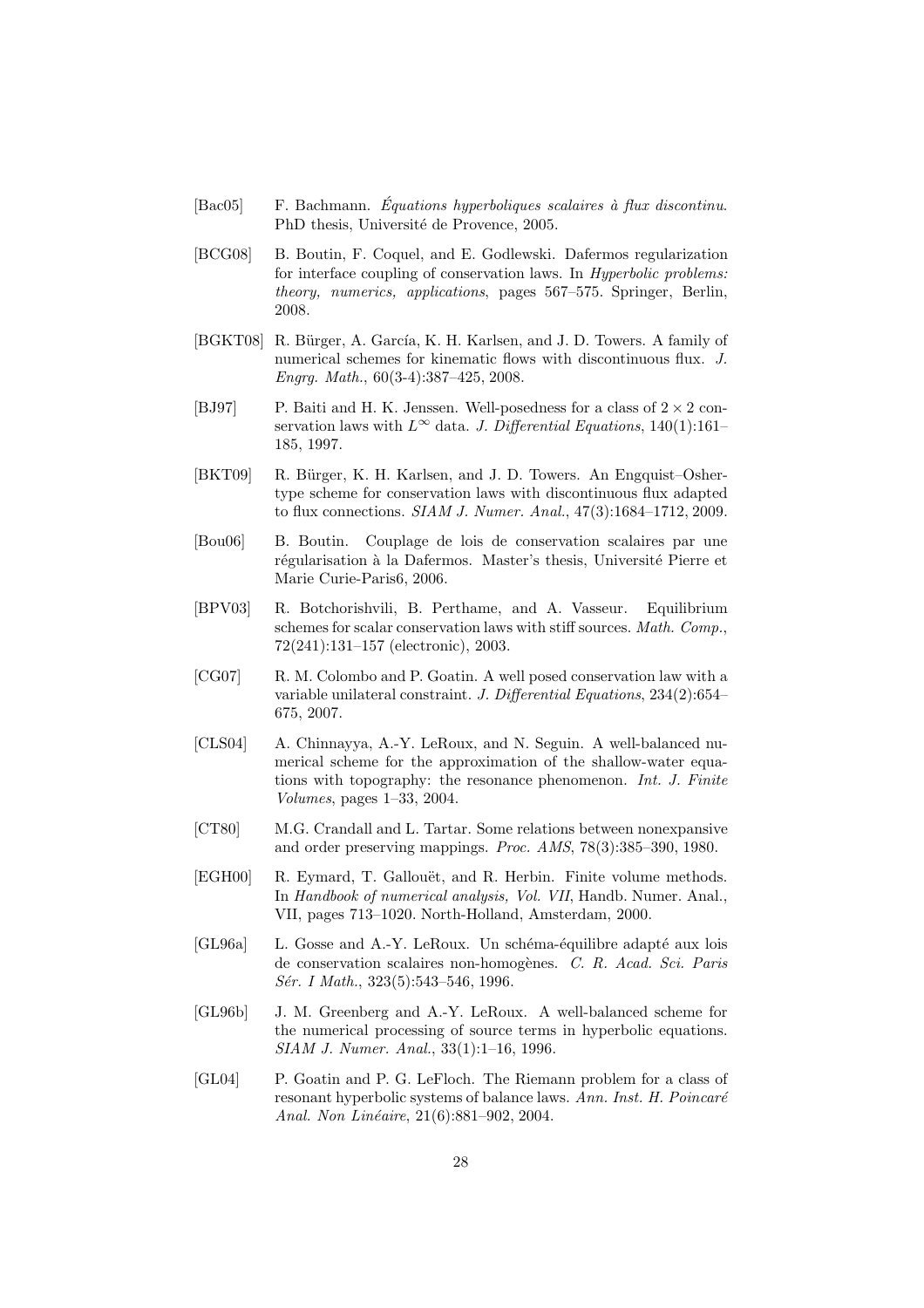[Bac05] F. Bachmann. *Équations hyperboliques scalaires à flux discontinu*. PhD thesis, Université de Provence, 2005.

[BCG08] B. Boutin, F. Coquel, and E. Godlewski. Dafermos regularization for interface coupling of conservation laws. In *Hyperbolic problems: theory, numerics, applications*, pages 567–575. Springer, Berlin, 2008.

[BGKT08] R. Bürger, A. García, K. H. Karlsen, and J. D. Towers. A family of numerical schemes for kinematic flows with discontinuous flux. *J. Engrg. Math.*, 60(3-4):387–425, 2008.

[BJ97] P. Baiti and H. K. Jenssen. Well-posedness for a class of $2 \times 2$ conservation laws with $L^\infty$ data. *J. Differential Equations*, 140(1):161–185, 1997.

[BKT09] R. Bürger, K. H. Karlsen, and J. D. Towers. An Engquist–Osher-type scheme for conservation laws with discontinuous flux adapted to flux connections. *SIAM J. Numer. Anal.*, 47(3):1684–1712, 2009.

[Bou06] B. Boutin. Couplage de lois de conservation scalaires par une régularisation à la Dafermos. Master's thesis, Université Pierre et Marie Curie-Paris6, 2006.

[BPV03] R. Botchorishvili, B. Perthame, and A. Vasseur. Equilibrium schemes for scalar conservation laws with stiff sources. *Math. Comp.*, 72(241):131–157 (electronic), 2003.

[CG07] R. M. Colombo and P. Goatin. A well posed conservation law with a variable unilateral constraint. *J. Differential Equations*, 234(2):654–675, 2007.

[CLS04] A. Chinnayya, A.-Y. LeRoux, and N. Seguin. A well-balanced numerical scheme for the approximation of the shallow-water equations with topography: the resonance phenomenon. *Int. J. Finite Volumes*, pages 1–33, 2004.

[CT80] M.G. Crandall and L. Tartar. Some relations between nonexpansive and order preserving mappings. *Proc. AMS*, 78(3):385–390, 1980.

[EGH00] R. Eymard, T. Gallouët, and R. Herbin. Finite volume methods. In *Handbook of numerical analysis, Vol. VII*, Handb. Numer. Anal., VII, pages 713–1020. North-Holland, Amsterdam, 2000.

[GL96a] L. Gosse and A.-Y. LeRoux. Un schéma-équilibre adapté aux lois de conservation scalaires non-homogènes. *C. R. Acad. Sci. Paris Sér. I Math.*, 323(5):543–546, 1996.

[GL96b] J. M. Greenberg and A.-Y. LeRoux. A well-balanced scheme for the numerical processing of source terms in hyperbolic equations. *SIAM J. Numer. Anal.*, 33(1):1–16, 1996.

[GL04] P. Goatin and P. G. LeFloch. The Riemann problem for a class of resonant hyperbolic systems of balance laws. *Ann. Inst. H. Poincaré Anal. Non Linéaire*, 21(6):881–902, 2004.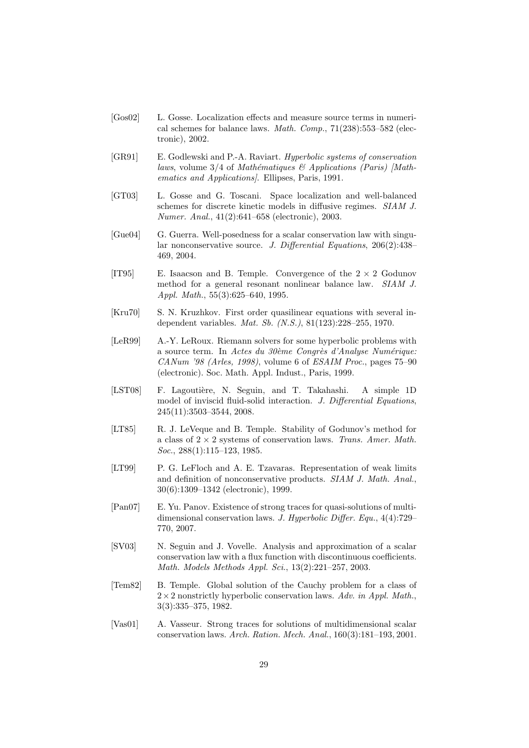[Gos02] L. Gosse. Localization effects and measure source terms in numerical schemes for balance laws. *Math. Comp.*, 71(238):553–582 (electronic), 2002.

[GR91] E. Godlewski and P.-A. Raviart. *Hyperbolic systems of conservation laws*, volume 3/4 of *Mathématiques & Applications (Paris) [Mathematics and Applications]*. Ellipses, Paris, 1991.

[GT03] L. Gosse and G. Toscani. Space localization and well-balanced schemes for discrete kinetic models in diffusive regimes. *SIAM J. Numer. Anal.*, 41(2):641–658 (electronic), 2003.

[Gue04] G. Guerra. Well-posedness for a scalar conservation law with singular nonconservative source. *J. Differential Equations*, 206(2):438–469, 2004.

[IT95] E. Isaacson and B. Temple. Convergence of the $2 \times 2$ Godunov method for a general resonant nonlinear balance law. *SIAM J. Appl. Math.*, 55(3):625–640, 1995.

[Kru70] S. N. Kruzhkov. First order quasilinear equations with several independent variables. *Mat. Sb. (N.S.)*, 81(123):228–255, 1970.

[LeR99] A.-Y. LeRoux. Riemann solvers for some hyperbolic problems with a source term. In *Actes du 30ème Congrès d'Analyse Numérique: CANum '98 (Arles, 1998)*, volume 6 of *ESAIM Proc.*, pages 75–90 (electronic). Soc. Math. Appl. Indust., Paris, 1999.

[LST08] F. Lagoutière, N. Seguin, and T. Takahashi. A simple 1D model of inviscid fluid-solid interaction. *J. Differential Equations*, 245(11):3503–3544, 2008.

[LT85] R. J. LeVeque and B. Temple. Stability of Godunov's method for a class of $2 \times 2$ systems of conservation laws. *Trans. Amer. Math. Soc.*, 288(1):115–123, 1985.

[LT99] P. G. LeFloch and A. E. Tzavaras. Representation of weak limits and definition of nonconservative products. *SIAM J. Math. Anal.*, 30(6):1309–1342 (electronic), 1999.

[Pan07] E. Yu. Panov. Existence of strong traces for quasi-solutions of multidimensional conservation laws. *J. Hyperbolic Differ. Equ.*, 4(4):729–770, 2007.

[SV03] N. Seguin and J. Vovelle. Analysis and approximation of a scalar conservation law with a flux function with discontinuous coefficients. *Math. Models Methods Appl. Sci.*, 13(2):221–257, 2003.

[Tem82] B. Temple. Global solution of the Cauchy problem for a class of $2 \times 2$ nonstrictly hyperbolic conservation laws. *Adv. in Appl. Math.*, 3(3):335–375, 1982.

[Vas01] A. Vasseur. Strong traces for solutions of multidimensional scalar conservation laws. *Arch. Ration. Mech. Anal.*, 160(3):181–193, 2001.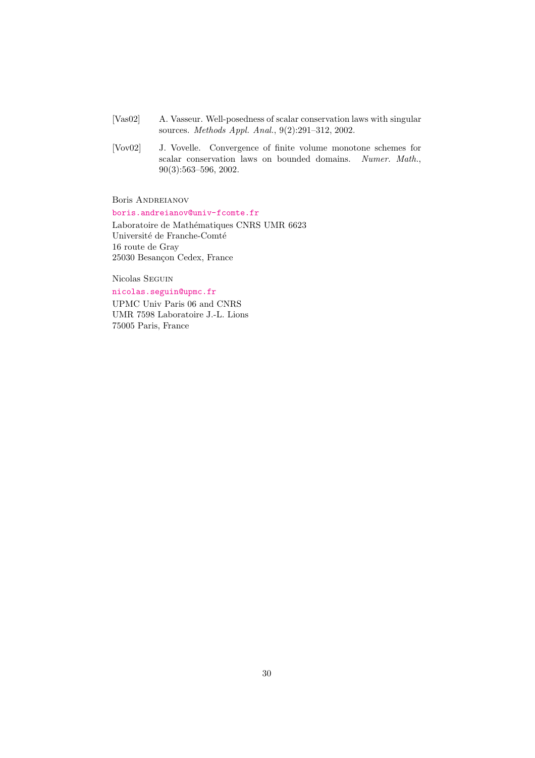[Vas02] A. Vasseur. Well-posedness of scalar conservation laws with singular sources. *Methods Appl. Anal.*, 9(2):291–312, 2002.

[Vov02] J. Vovelle. Convergence of finite volume monotone schemes for scalar conservation laws on bounded domains. *Numer. Math.*, 90(3):563–596, 2002.

Boris Andreianov
boris.andreianov@univ-fcomte.fr
Laboratoire de Mathématiques CNRS UMR 6623
Université de Franche-Comté
16 route de Gray
25030 Besançon Cedex, France

Nicolas Seguin
nicolas.seguin@upmc.fr
UPMC Univ Paris 06 and CNRS
UMR 7598 Laboratoire J.-L. Lions
75005 Paris, France